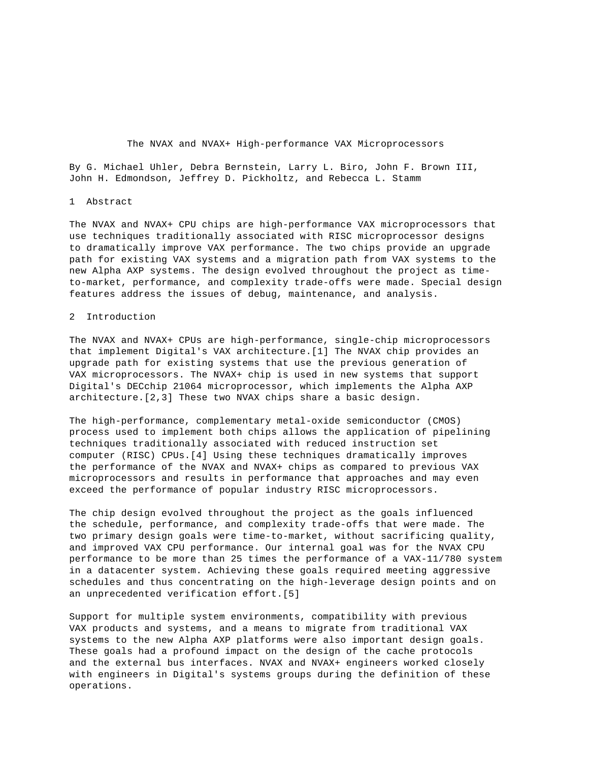# The NVAX and NVAX+ High-performance VAX Microprocessors

By G. Michael Uhler, Debra Bernstein, Larry L. Biro, John F. Brown III, John H. Edmondson, Jeffrey D. Pickholtz, and Rebecca L. Stamm

## 1 Abstract

The NVAX and NVAX+ CPU chips are high-performance VAX microprocessors that use techniques traditionally associated with RISC microprocessor designs to dramatically improve VAX performance. The two chips provide an upgrade path for existing VAX systems and a migration path from VAX systems to the new Alpha AXP systems. The design evolved throughout the project as time-to-market, performance, and complexity trade-offs were made. Special design features address the issues of debug, maintenance, and analysis.

## 2 Introduction

The NVAX and NVAX+ CPUs are high-performance, single-chip microprocessors that implement Digital's VAX architecture.[1] The NVAX chip provides an upgrade path for existing systems that use the previous generation of VAX microprocessors. The NVAX+ chip is used in new systems that support Digital's DECchip 21064 microprocessor, which implements the Alpha AXP architecture.[2,3] These two NVAX chips share a basic design.

The high-performance, complementary metal-oxide semiconductor (CMOS) process used to implement both chips allows the application of pipelining techniques traditionally associated with reduced instruction set computer (RISC) CPUs.[4] Using these techniques dramatically improves the performance of the NVAX and NVAX+ chips as compared to previous VAX microprocessors and results in performance that approaches and may even exceed the performance of popular industry RISC microprocessors.

The chip design evolved throughout the project as the goals influenced the schedule, performance, and complexity trade-offs that were made. The two primary design goals were time-to-market, without sacrificing quality, and improved VAX CPU performance. Our internal goal was for the NVAX CPU performance to be more than 25 times the performance of a VAX-11/780 system in a datacenter system. Achieving these goals required meeting aggressive schedules and thus concentrating on the high-leverage design points and on an unprecedented verification effort.[5]

Support for multiple system environments, compatibility with previous VAX products and systems, and a means to migrate from traditional VAX systems to the new Alpha AXP platforms were also important design goals. These goals had a profound impact on the design of the cache protocols and the external bus interfaces. NVAX and NVAX+ engineers worked closely with engineers in Digital's systems groups during the definition of these operations.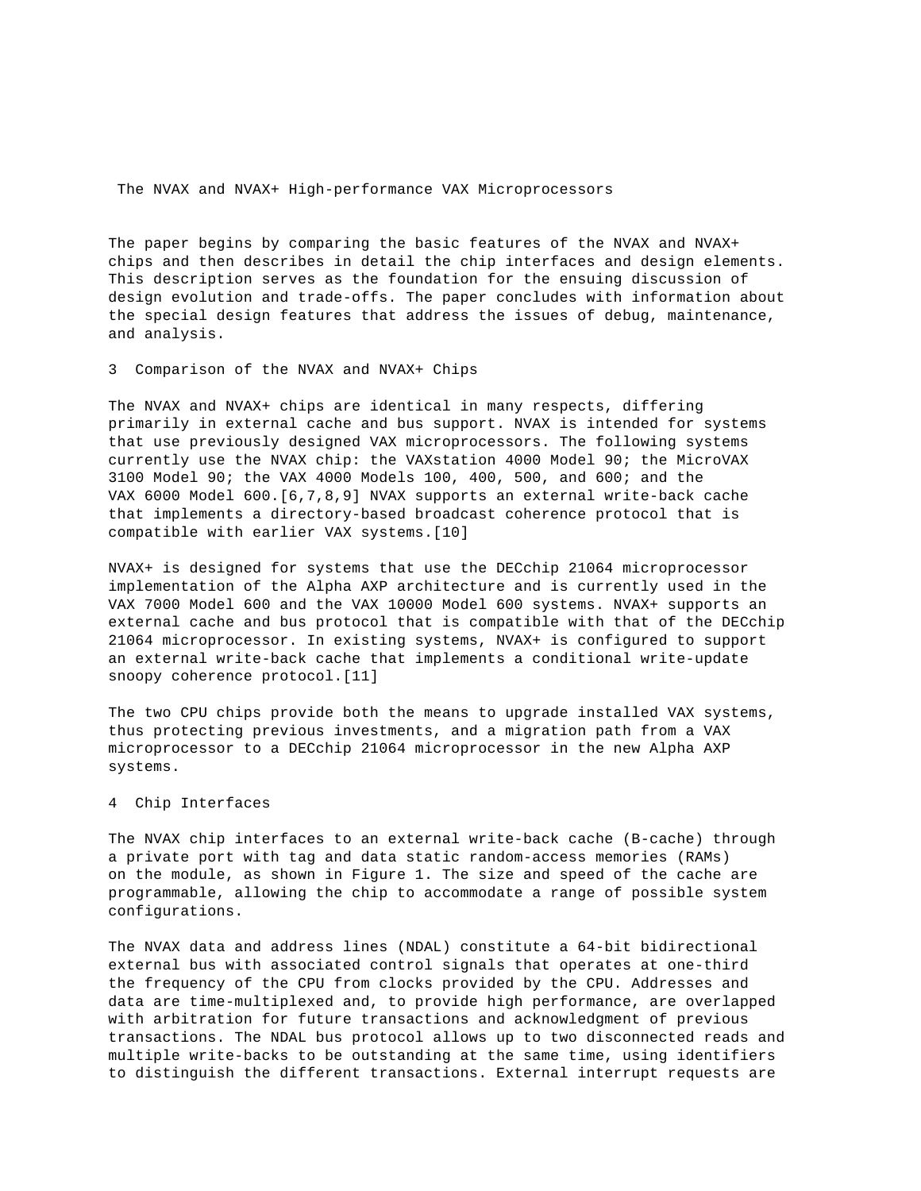The NVAX and NVAX+ High-performance VAX Microprocessors

The paper begins by comparing the basic features of the NVAX and NVAX+ chips and then describes in detail the chip interfaces and design elements. This description serves as the foundation for the ensuing discussion of design evolution and trade-offs. The paper concludes with information about the special design features that address the issues of debug, maintenance, and analysis.

## 3 Comparison of the NVAX and NVAX+ Chips

The NVAX and NVAX+ chips are identical in many respects, differing primarily in external cache and bus support. NVAX is intended for systems that use previously designed VAX microprocessors. The following systems currently use the NVAX chip: the VAXstation 4000 Model 90; the MicroVAX 3100 Model 90; the VAX 4000 Models 100, 400, 500, and 600; and the VAX 6000 Model 600.[6,7,8,9] NVAX supports an external write-back cache that implements a directory-based broadcast coherence protocol that is compatible with earlier VAX systems.[10]

NVAX+ is designed for systems that use the DECchip 21064 microprocessor implementation of the Alpha AXP architecture and is currently used in the VAX 7000 Model 600 and the VAX 10000 Model 600 systems. NVAX+ supports an external cache and bus protocol that is compatible with that of the DECchip 21064 microprocessor. In existing systems, NVAX+ is configured to support an external write-back cache that implements a conditional write-update snoopy coherence protocol.[11]

The two CPU chips provide both the means to upgrade installed VAX systems, thus protecting previous investments, and a migration path from a VAX microprocessor to a DECchip 21064 microprocessor in the new Alpha AXP systems.

## 4 Chip Interfaces

The NVAX chip interfaces to an external write-back cache (B-cache) through a private port with tag and data static random-access memories (RAMs) on the module, as shown in Figure 1. The size and speed of the cache are programmable, allowing the chip to accommodate a range of possible system configurations.

The NVAX data and address lines (NDAL) constitute a 64-bit bidirectional external bus with associated control signals that operates at one-third the frequency of the CPU from clocks provided by the CPU. Addresses and data are time-multiplexed and, to provide high performance, are overlapped with arbitration for future transactions and acknowledgment of previous transactions. The NDAL bus protocol allows up to two disconnected reads and multiple write-backs to be outstanding at the same time, using identifiers to distinguish the different transactions. External interrupt requests are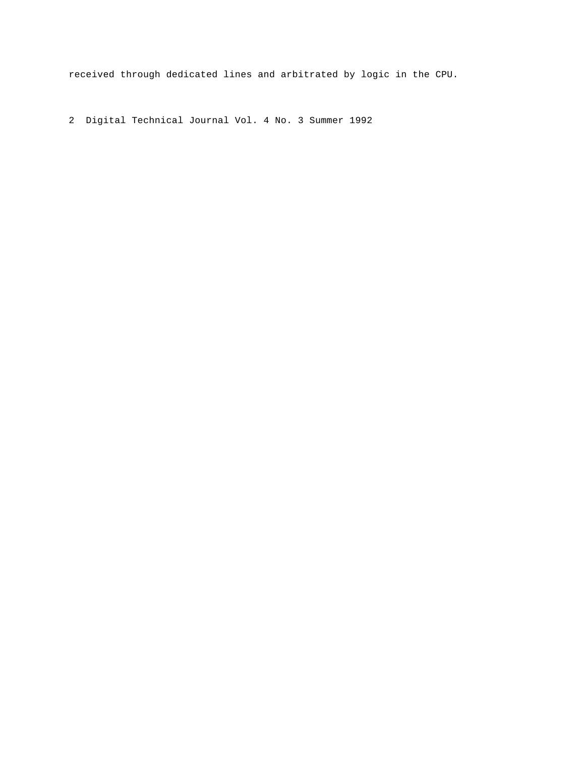received through dedicated lines and arbitrated by logic in the CPU.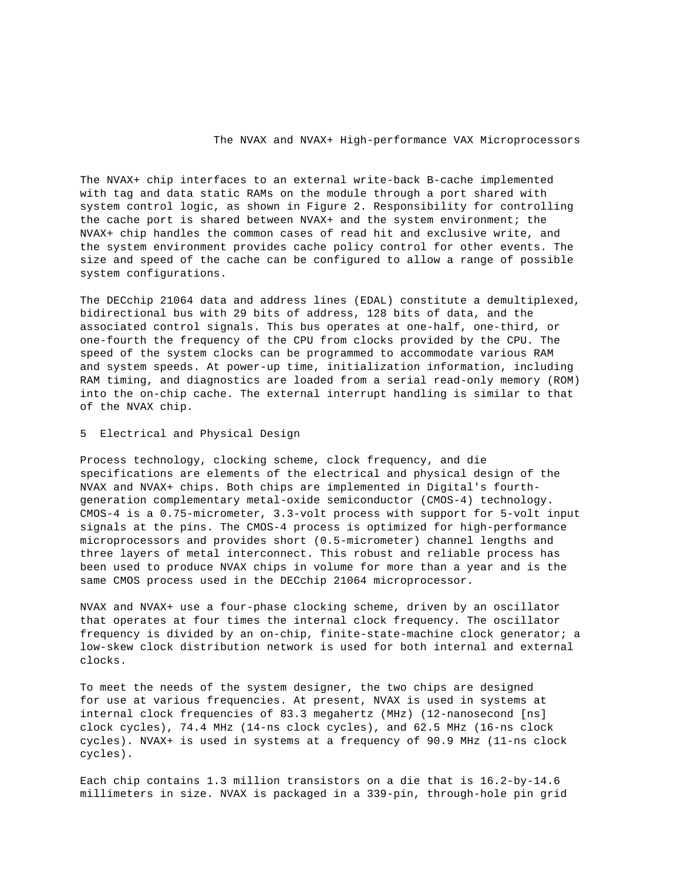The NVAX+ chip interfaces to an external write-back B-cache implemented with tag and data static RAMs on the module through a port shared with system control logic, as shown in Figure 2. Responsibility for controlling the cache port is shared between NVAX+ and the system environment; the NVAX+ chip handles the common cases of read hit and exclusive write, and the system environment provides cache policy control for other events. The size and speed of the cache can be configured to allow a range of possible system configurations.

The DECchip 21064 data and address lines (EDAL) constitute a demultiplexed, bidirectional bus with 29 bits of address, 128 bits of data, and the associated control signals. This bus operates at one-half, one-third, or one-fourth the frequency of the CPU from clocks provided by the CPU. The speed of the system clocks can be programmed to accommodate various RAM and system speeds. At power-up time, initialization information, including RAM timing, and diagnostics are loaded from a serial read-only memory (ROM) into the on-chip cache. The external interrupt handling is similar to that of the NVAX chip.

## 5 Electrical and Physical Design

Process technology, clocking scheme, clock frequency, and die specifications are elements of the electrical and physical design of the NVAX and NVAX+ chips. Both chips are implemented in Digital's fourth-generation complementary metal-oxide semiconductor (CMOS-4) technology. CMOS-4 is a 0.75-micrometer, 3.3-volt process with support for 5-volt input signals at the pins. The CMOS-4 process is optimized for high-performance microprocessors and provides short (0.5-micrometer) channel lengths and three layers of metal interconnect. This robust and reliable process has been used to produce NVAX chips in volume for more than a year and is the same CMOS process used in the DECchip 21064 microprocessor.

NVAX and NVAX+ use a four-phase clocking scheme, driven by an oscillator that operates at four times the internal clock frequency. The oscillator frequency is divided by an on-chip, finite-state-machine clock generator; a low-skew clock distribution network is used for both internal and external clocks.

To meet the needs of the system designer, the two chips are designed for use at various frequencies. At present, NVAX is used in systems at internal clock frequencies of 83.3 megahertz (MHz) (12-nanosecond [ns] clock cycles), 74.4 MHz (14-ns clock cycles), and 62.5 MHz (16-ns clock cycles). NVAX+ is used in systems at a frequency of 90.9 MHz (11-ns clock cycles).

Each chip contains 1.3 million transistors on a die that is 16.2-by-14.6 millimeters in size. NVAX is packaged in a 339-pin, through-hole pin grid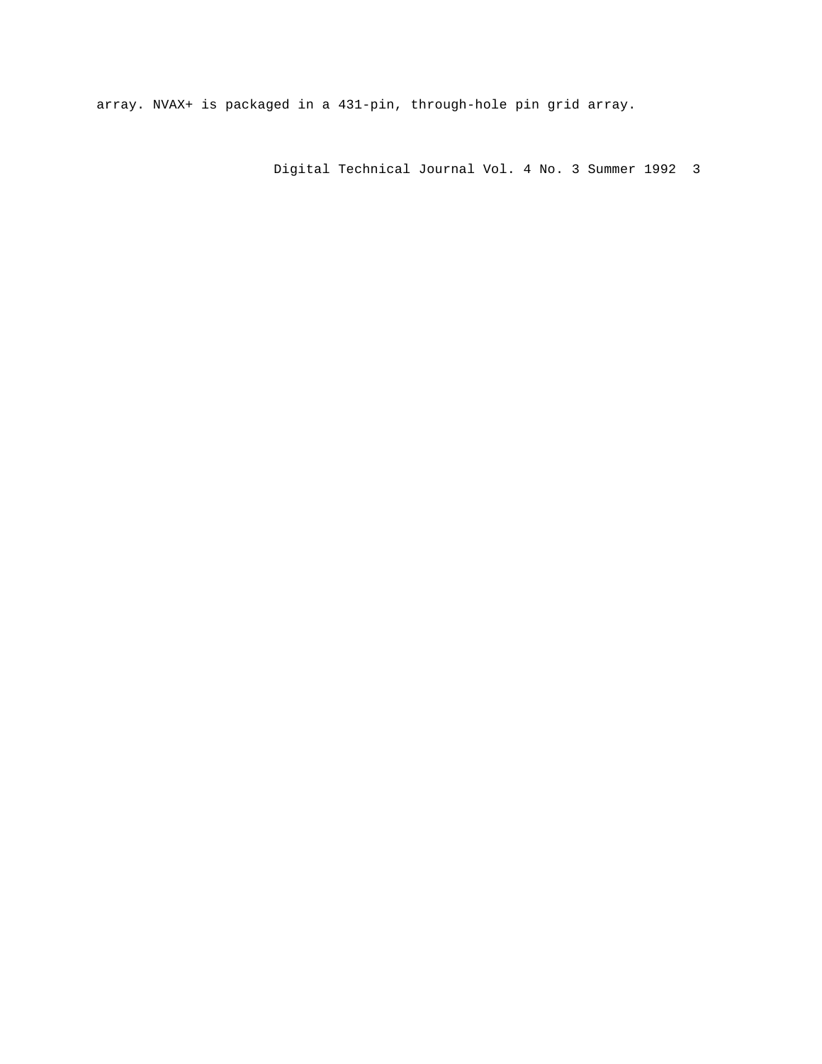array. NVAX+ is packaged in a 431-pin, through-hole pin grid array.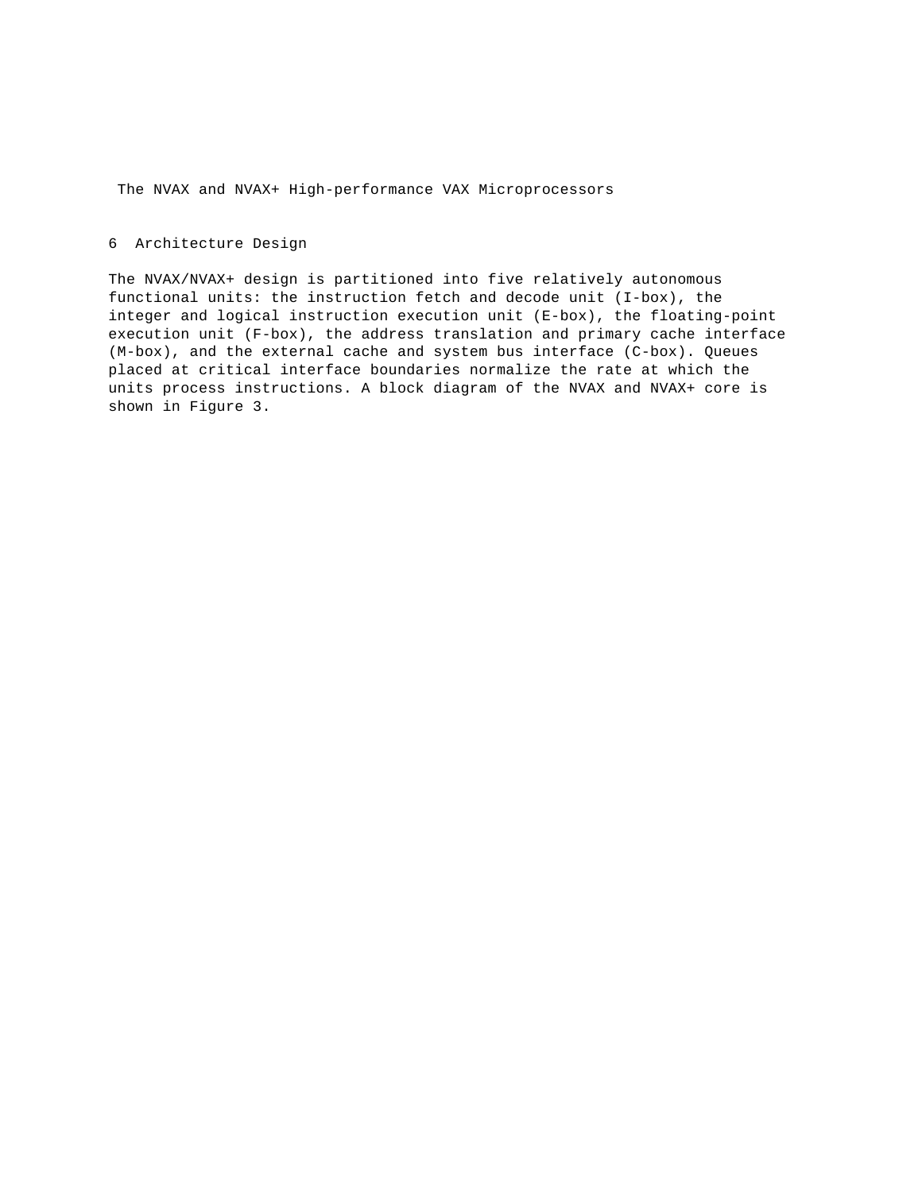## 6 Architecture Design

The NVAX/NVAX+ design is partitioned into five relatively autonomous functional units: the instruction fetch and decode unit (I-box), the integer and logical instruction execution unit (E-box), the floating-point execution unit (F-box), the address translation and primary cache interface (M-box), and the external cache and system bus interface (C-box). Queues placed at critical interface boundaries normalize the rate at which the units process instructions. A block diagram of the NVAX and NVAX+ core is shown in Figure 3.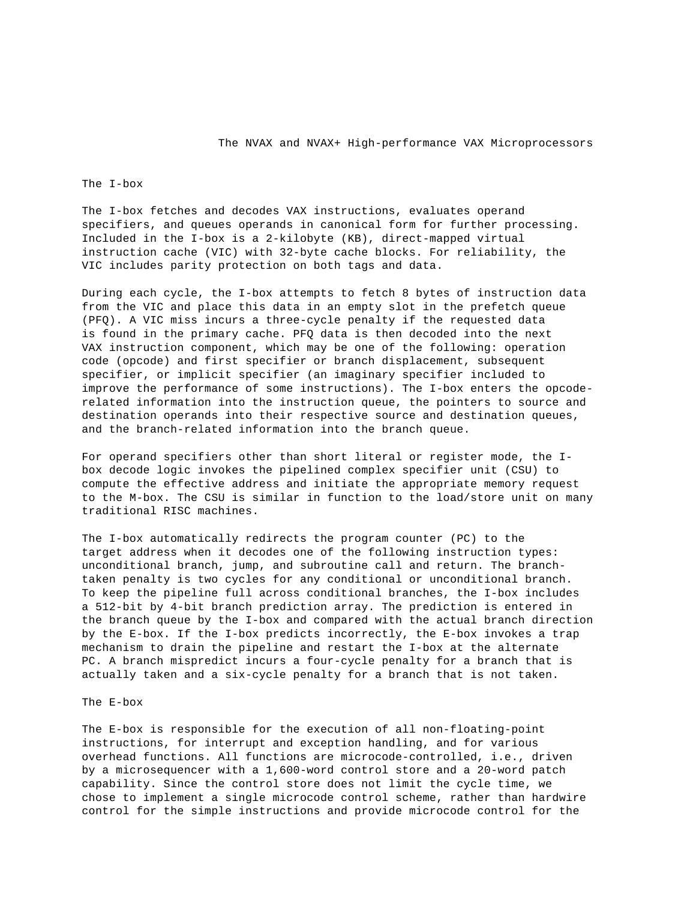## The I-box

The I-box fetches and decodes VAX instructions, evaluates operand specifiers, and queues operands in canonical form for further processing. Included in the I-box is a 2-kilobyte (KB), direct-mapped virtual instruction cache (VIC) with 32-byte cache blocks. For reliability, the VIC includes parity protection on both tags and data.

During each cycle, the I-box attempts to fetch 8 bytes of instruction data from the VIC and place this data in an empty slot in the prefetch queue (PFQ). A VIC miss incurs a three-cycle penalty if the requested data is found in the primary cache. PFQ data is then decoded into the next VAX instruction component, which may be one of the following: operation code (opcode) and first specifier or branch displacement, subsequent specifier, or implicit specifier (an imaginary specifier included to improve the performance of some instructions). The I-box enters the opcode-related information into the instruction queue, the pointers to source and destination operands into their respective source and destination queues, and the branch-related information into the branch queue.

For operand specifiers other than short literal or register mode, the I-box decode logic invokes the pipelined complex specifier unit (CSU) to compute the effective address and initiate the appropriate memory request to the M-box. The CSU is similar in function to the load/store unit on many traditional RISC machines.

The I-box automatically redirects the program counter (PC) to the target address when it decodes one of the following instruction types: unconditional branch, jump, and subroutine call and return. The branch-taken penalty is two cycles for any conditional or unconditional branch. To keep the pipeline full across conditional branches, the I-box includes a 512-bit by 4-bit branch prediction array. The prediction is entered in the branch queue by the I-box and compared with the actual branch direction by the E-box. If the I-box predicts incorrectly, the E-box invokes a trap mechanism to drain the pipeline and restart the I-box at the alternate PC. A branch mispredict incurs a four-cycle penalty for a branch that is actually taken and a six-cycle penalty for a branch that is not taken.

## The E-box

The E-box is responsible for the execution of all non-floating-point instructions, for interrupt and exception handling, and for various overhead functions. All functions are microcode-controlled, i.e., driven by a microsequencer with a 1,600-word control store and a 20-word patch capability. Since the control store does not limit the cycle time, we chose to implement a single microcode control scheme, rather than hardwire control for the simple instructions and provide microcode control for the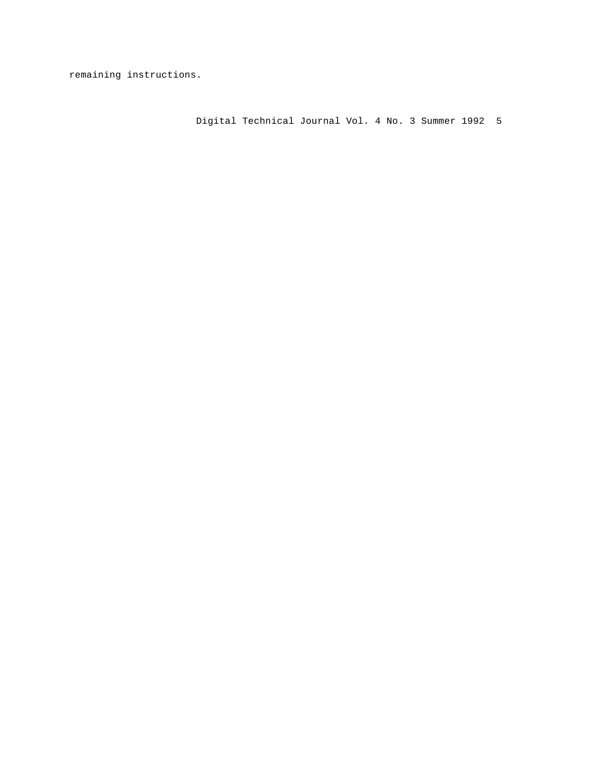remaining instructions.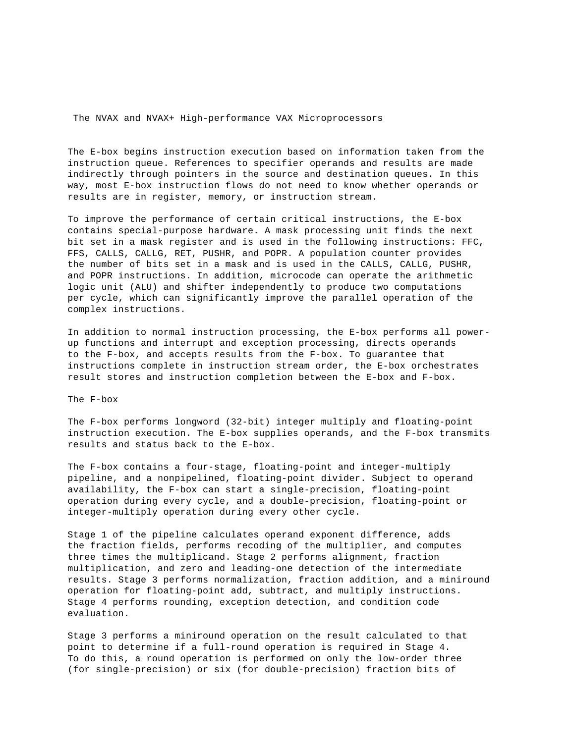The E-box begins instruction execution based on information taken from the instruction queue. References to specifier operands and results are made indirectly through pointers in the source and destination queues. In this way, most E-box instruction flows do not need to know whether operands or results are in register, memory, or instruction stream.

To improve the performance of certain critical instructions, the E-box contains special-purpose hardware. A mask processing unit finds the next bit set in a mask register and is used in the following instructions: FFC, FFS, CALLS, CALLG, RET, PUSHR, and POPR. A population counter provides the number of bits set in a mask and is used in the CALLS, CALLG, PUSHR, and POPR instructions. In addition, microcode can operate the arithmetic logic unit (ALU) and shifter independently to produce two computations per cycle, which can significantly improve the parallel operation of the complex instructions.

In addition to normal instruction processing, the E-box performs all power-up functions and interrupt and exception processing, directs operands to the F-box, and accepts results from the F-box. To guarantee that instructions complete in instruction stream order, the E-box orchestrates result stores and instruction completion between the E-box and F-box.

## The F-box

The F-box performs longword (32-bit) integer multiply and floating-point instruction execution. The E-box supplies operands, and the F-box transmits results and status back to the E-box.

The F-box contains a four-stage, floating-point and integer-multiply pipeline, and a nonpipelined, floating-point divider. Subject to operand availability, the F-box can start a single-precision, floating-point operation during every cycle, and a double-precision, floating-point or integer-multiply operation during every other cycle.

Stage 1 of the pipeline calculates operand exponent difference, adds the fraction fields, performs recoding of the multiplier, and computes three times the multiplicand. Stage 2 performs alignment, fraction multiplication, and zero and leading-one detection of the intermediate results. Stage 3 performs normalization, fraction addition, and a miniround operation for floating-point add, subtract, and multiply instructions. Stage 4 performs rounding, exception detection, and condition code evaluation.

Stage 3 performs a miniround operation on the result calculated to that point to determine if a full-round operation is required in Stage 4. To do this, a round operation is performed on only the low-order three (for single-precision) or six (for double-precision) fraction bits of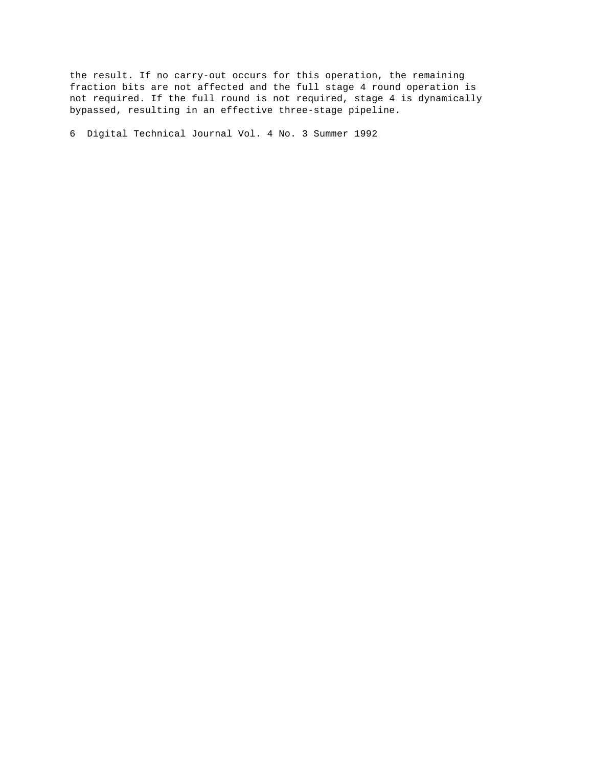the result. If no carry-out occurs for this operation, the remaining fraction bits are not affected and the full stage 4 round operation is not required. If the full round is not required, stage 4 is dynamically bypassed, resulting in an effective three-stage pipeline.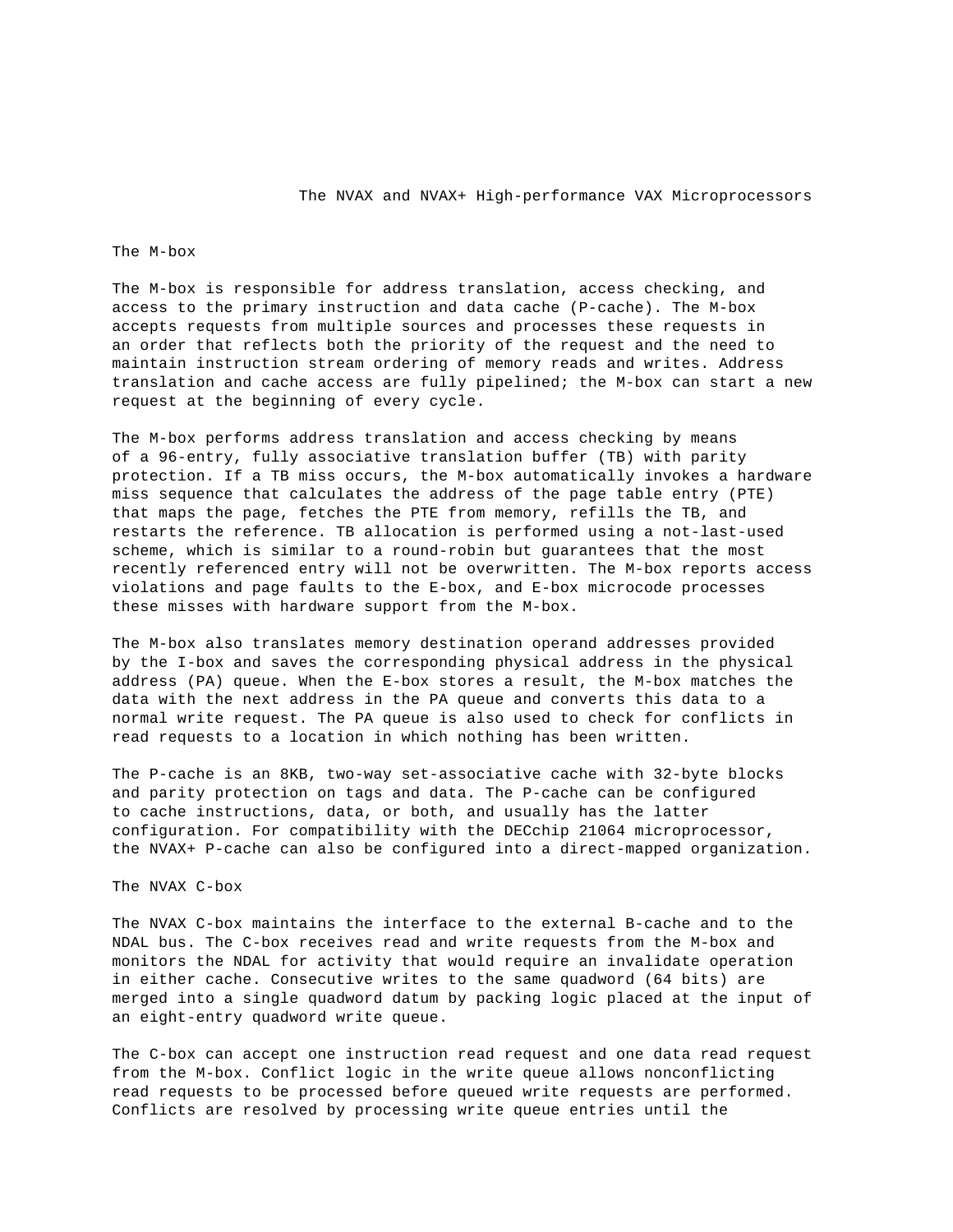## The M-box

The M-box is responsible for address translation, access checking, and access to the primary instruction and data cache (P-cache). The M-box accepts requests from multiple sources and processes these requests in an order that reflects both the priority of the request and the need to maintain instruction stream ordering of memory reads and writes. Address translation and cache access are fully pipelined; the M-box can start a new request at the beginning of every cycle.

The M-box performs address translation and access checking by means of a 96-entry, fully associative translation buffer (TB) with parity protection. If a TB miss occurs, the M-box automatically invokes a hardware miss sequence that calculates the address of the page table entry (PTE) that maps the page, fetches the PTE from memory, refills the TB, and restarts the reference. TB allocation is performed using a not-last-used scheme, which is similar to a round-robin but guarantees that the most recently referenced entry will not be overwritten. The M-box reports access violations and page faults to the E-box, and E-box microcode processes these misses with hardware support from the M-box.

The M-box also translates memory destination operand addresses provided by the I-box and saves the corresponding physical address in the physical address (PA) queue. When the E-box stores a result, the M-box matches the data with the next address in the PA queue and converts this data to a normal write request. The PA queue is also used to check for conflicts in read requests to a location in which nothing has been written.

The P-cache is an 8KB, two-way set-associative cache with 32-byte blocks and parity protection on tags and data. The P-cache can be configured to cache instructions, data, or both, and usually has the latter configuration. For compatibility with the DECchip 21064 microprocessor, the NVAX+ P-cache can also be configured into a direct-mapped organization.

## The NVAX C-box

The NVAX C-box maintains the interface to the external B-cache and to the NDAL bus. The C-box receives read and write requests from the M-box and monitors the NDAL for activity that would require an invalidate operation in either cache. Consecutive writes to the same quadword (64 bits) are merged into a single quadword datum by packing logic placed at the input of an eight-entry quadword write queue.

The C-box can accept one instruction read request and one data read request from the M-box. Conflict logic in the write queue allows nonconflicting read requests to be processed before queued write requests are performed. Conflicts are resolved by processing write queue entries until the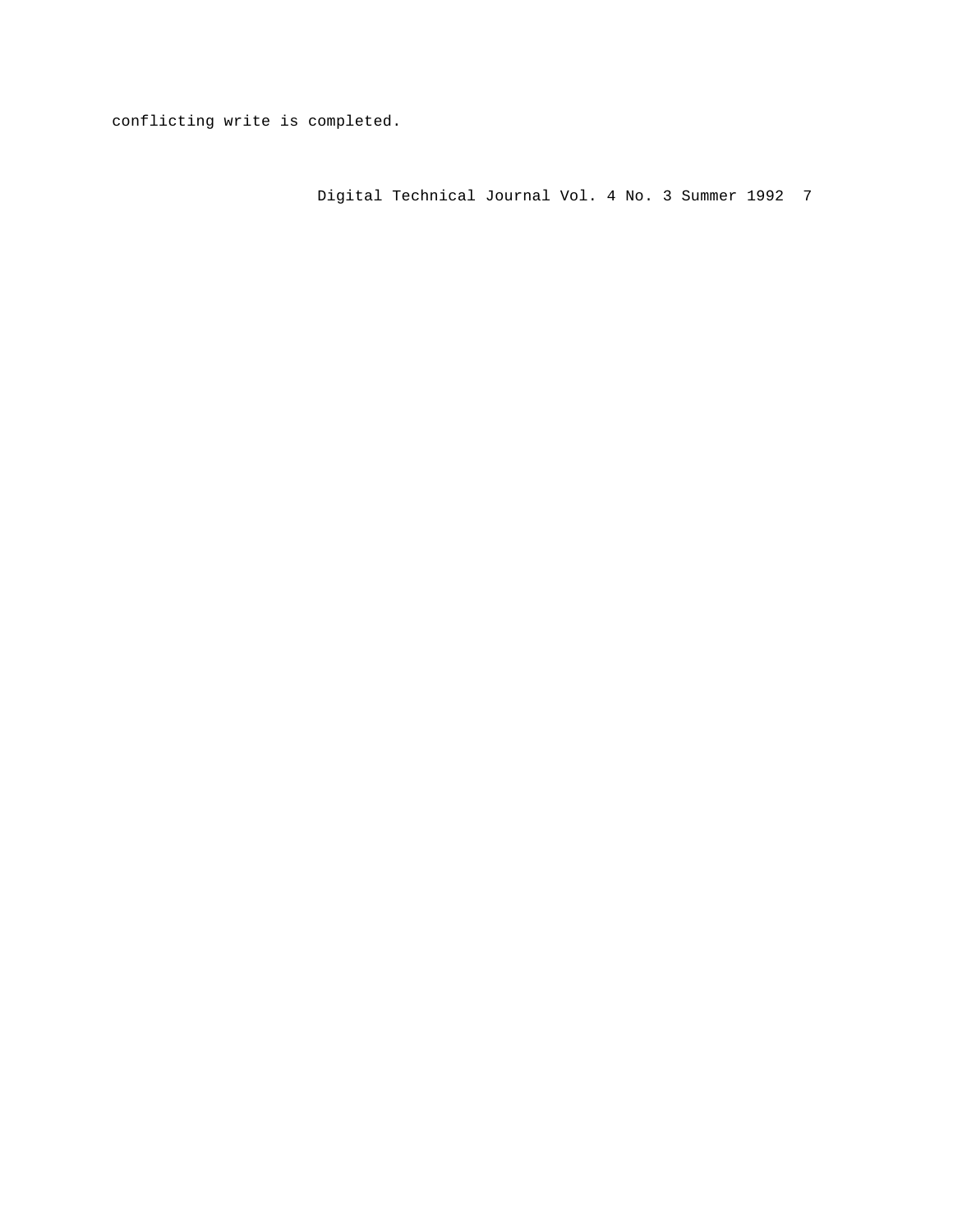conflicting write is completed.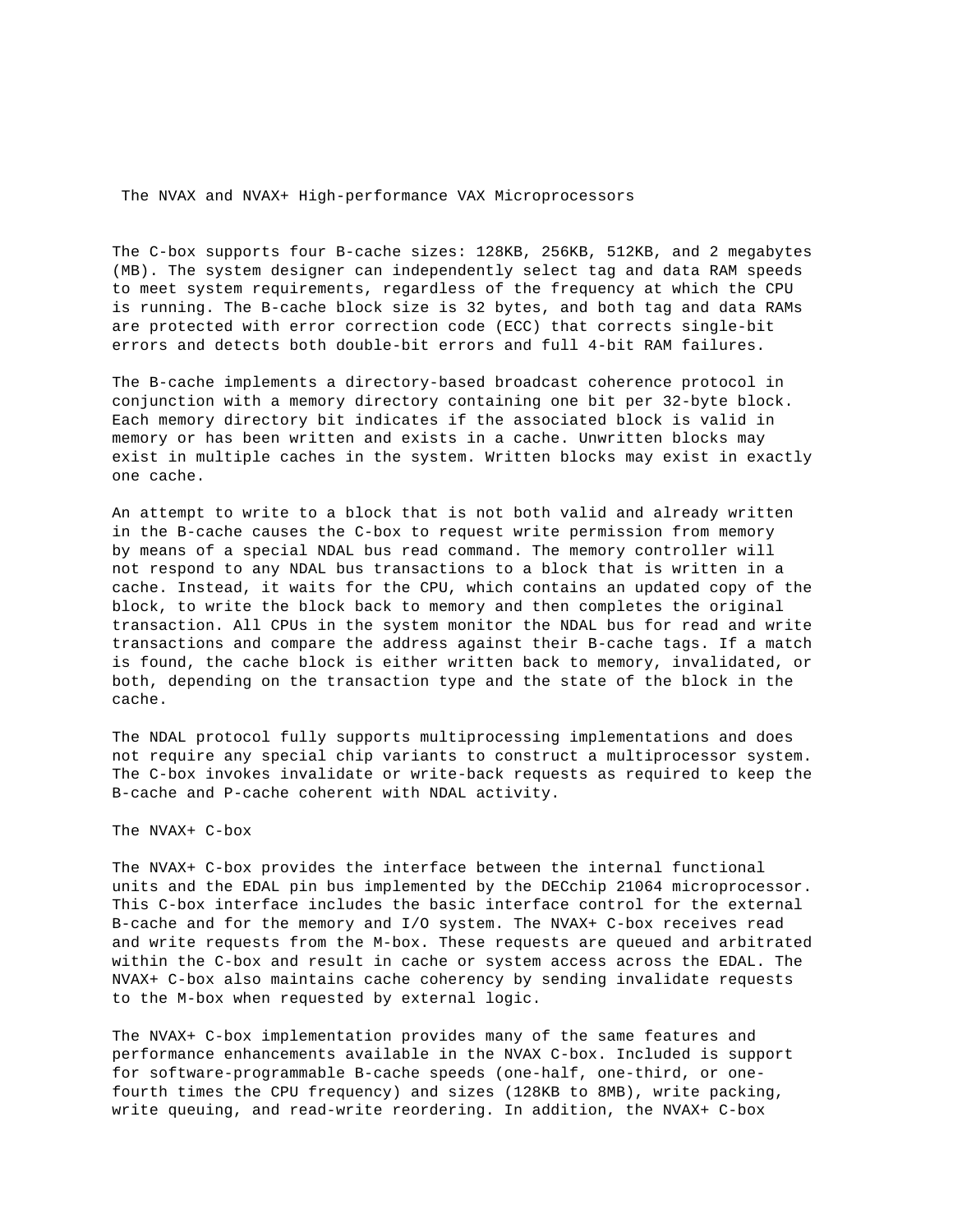The C-box supports four B-cache sizes: 128KB, 256KB, 512KB, and 2 megabytes (MB). The system designer can independently select tag and data RAM speeds to meet system requirements, regardless of the frequency at which the CPU is running. The B-cache block size is 32 bytes, and both tag and data RAMs are protected with error correction code (ECC) that corrects single-bit errors and detects both double-bit errors and full 4-bit RAM failures.

The B-cache implements a directory-based broadcast coherence protocol in conjunction with a memory directory containing one bit per 32-byte block. Each memory directory bit indicates if the associated block is valid in memory or has been written and exists in a cache. Unwritten blocks may exist in multiple caches in the system. Written blocks may exist in exactly one cache.

An attempt to write to a block that is not both valid and already written in the B-cache causes the C-box to request write permission from memory by means of a special NDAL bus read command. The memory controller will not respond to any NDAL bus transactions to a block that is written in a cache. Instead, it waits for the CPU, which contains an updated copy of the block, to write the block back to memory and then completes the original transaction. All CPUs in the system monitor the NDAL bus for read and write transactions and compare the address against their B-cache tags. If a match is found, the cache block is either written back to memory, invalidated, or both, depending on the transaction type and the state of the block in the cache.

The NDAL protocol fully supports multiprocessing implementations and does not require any special chip variants to construct a multiprocessor system. The C-box invokes invalidate or write-back requests as required to keep the B-cache and P-cache coherent with NDAL activity.

## The NVAX+ C-box

The NVAX+ C-box provides the interface between the internal functional units and the EDAL pin bus implemented by the DECchip 21064 microprocessor. This C-box interface includes the basic interface control for the external B-cache and for the memory and I/O system. The NVAX+ C-box receives read and write requests from the M-box. These requests are queued and arbitrated within the C-box and result in cache or system access across the EDAL. The NVAX+ C-box also maintains cache coherency by sending invalidate requests to the M-box when requested by external logic.

The NVAX+ C-box implementation provides many of the same features and performance enhancements available in the NVAX C-box. Included is support for software-programmable B-cache speeds (one-half, one-third, or one-fourth times the CPU frequency) and sizes (128KB to 8MB), write packing, write queuing, and read-write reordering. In addition, the NVAX+ C-box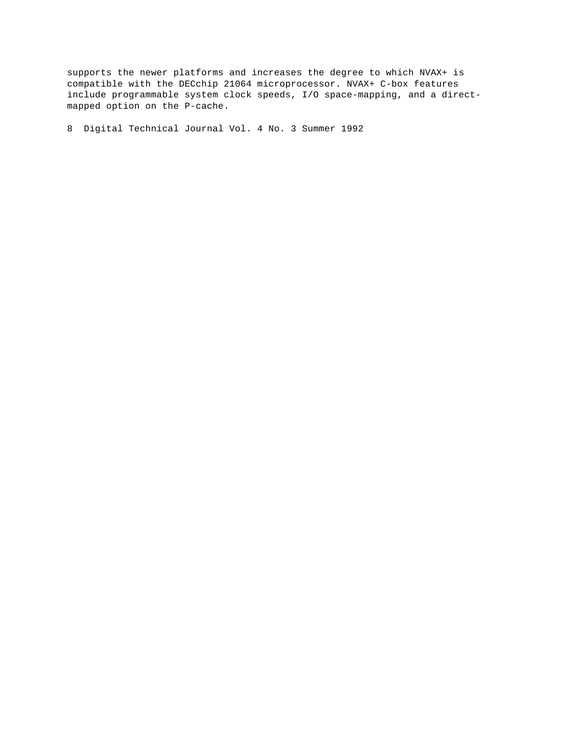supports the newer platforms and increases the degree to which NVAX+ is compatible with the DECchip 21064 microprocessor. NVAX+ C-box features include programmable system clock speeds, I/O space-mapping, and a direct-mapped option on the P-cache.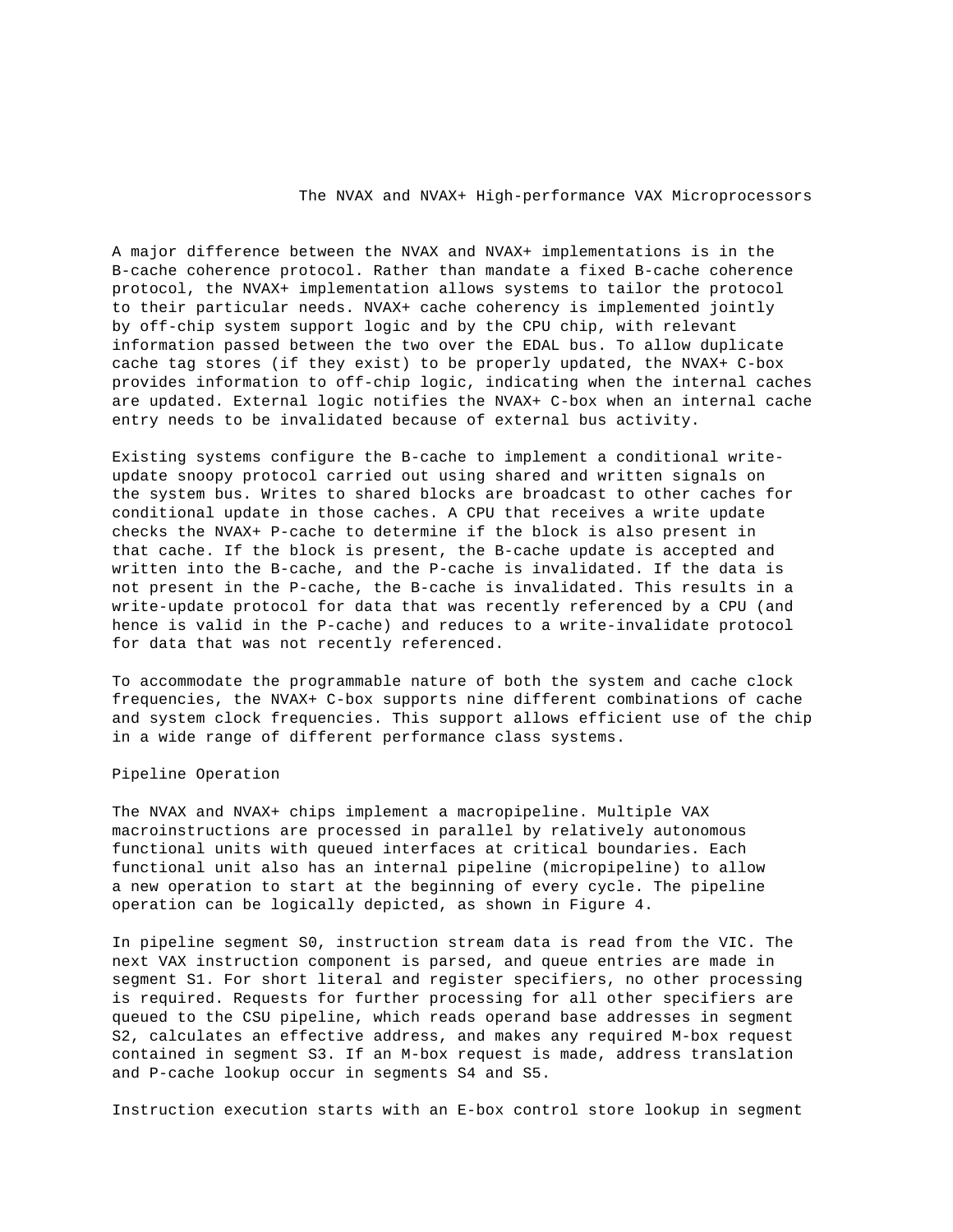A major difference between the NVAX and NVAX+ implementations is in the B-cache coherence protocol. Rather than mandate a fixed B-cache coherence protocol, the NVAX+ implementation allows systems to tailor the protocol to their particular needs. NVAX+ cache coherency is implemented jointly by off-chip system support logic and by the CPU chip, with relevant information passed between the two over the EDAL bus. To allow duplicate cache tag stores (if they exist) to be properly updated, the NVAX+ C-box provides information to off-chip logic, indicating when the internal caches are updated. External logic notifies the NVAX+ C-box when an internal cache entry needs to be invalidated because of external bus activity.

Existing systems configure the B-cache to implement a conditional write-update snoopy protocol carried out using shared and written signals on the system bus. Writes to shared blocks are broadcast to other caches for conditional update in those caches. A CPU that receives a write update checks the NVAX+ P-cache to determine if the block is also present in that cache. If the block is present, the B-cache update is accepted and written into the B-cache, and the P-cache is invalidated. If the data is not present in the P-cache, the B-cache is invalidated. This results in a write-update protocol for data that was recently referenced by a CPU (and hence is valid in the P-cache) and reduces to a write-invalidate protocol for data that was not recently referenced.

To accommodate the programmable nature of both the system and cache clock frequencies, the NVAX+ C-box supports nine different combinations of cache and system clock frequencies. This support allows efficient use of the chip in a wide range of different performance class systems.

## Pipeline Operation

The NVAX and NVAX+ chips implement a macropipeline. Multiple VAX macroinstructions are processed in parallel by relatively autonomous functional units with queued interfaces at critical boundaries. Each functional unit also has an internal pipeline (micropipeline) to allow a new operation to start at the beginning of every cycle. The pipeline operation can be logically depicted, as shown in Figure 4.

In pipeline segment S0, instruction stream data is read from the VIC. The next VAX instruction component is parsed, and queue entries are made in segment S1. For short literal and register specifiers, no other processing is required. Requests for further processing for all other specifiers are queued to the CSU pipeline, which reads operand base addresses in segment S2, calculates an effective address, and makes any required M-box request contained in segment S3. If an M-box request is made, address translation and P-cache lookup occur in segments S4 and S5.

Instruction execution starts with an E-box control store lookup in segment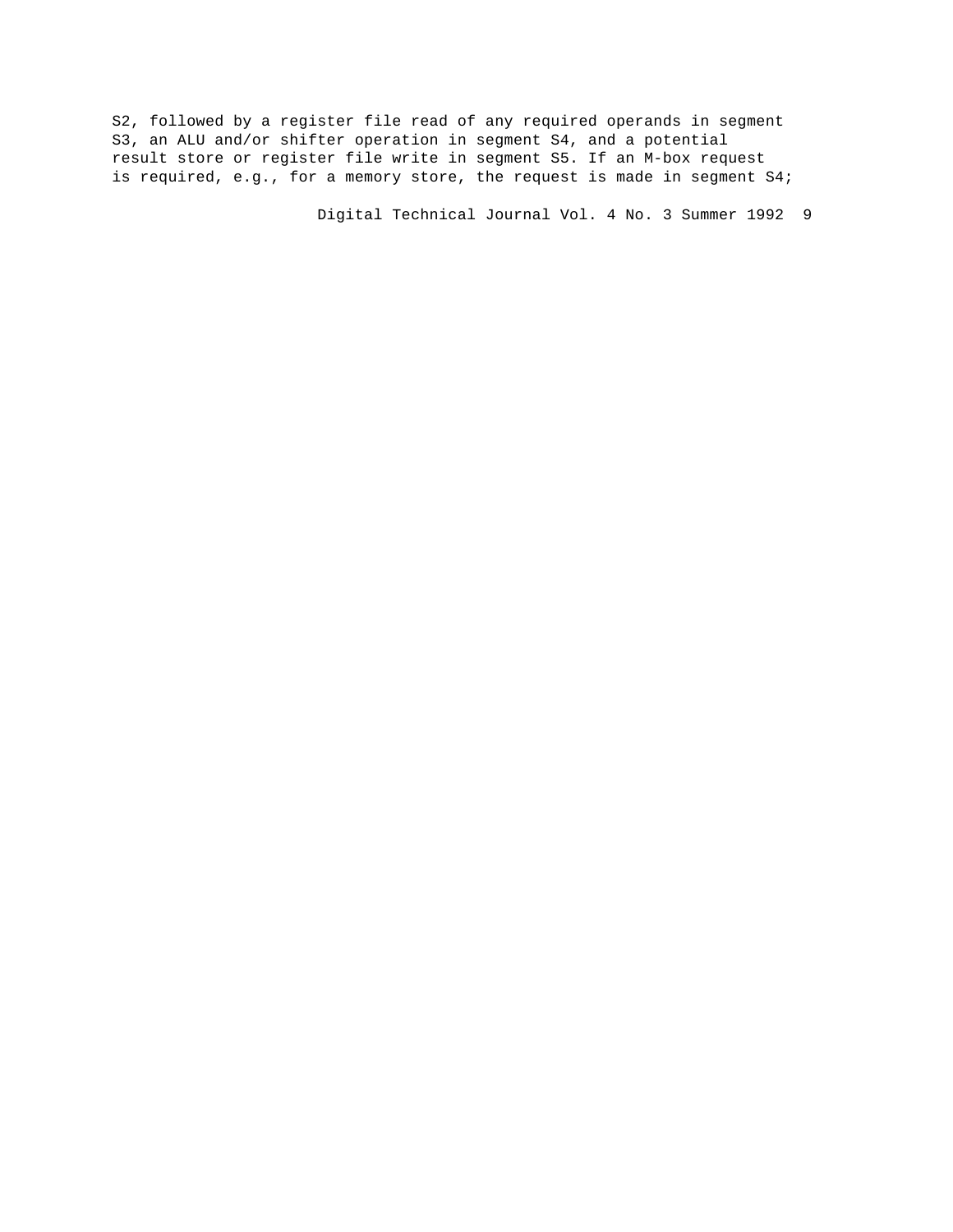S2, followed by a register file read of any required operands in segment S3, an ALU and/or shifter operation in segment S4, and a potential result store or register file write in segment S5. If an M-box request is required, e.g., for a memory store, the request is made in segment S4;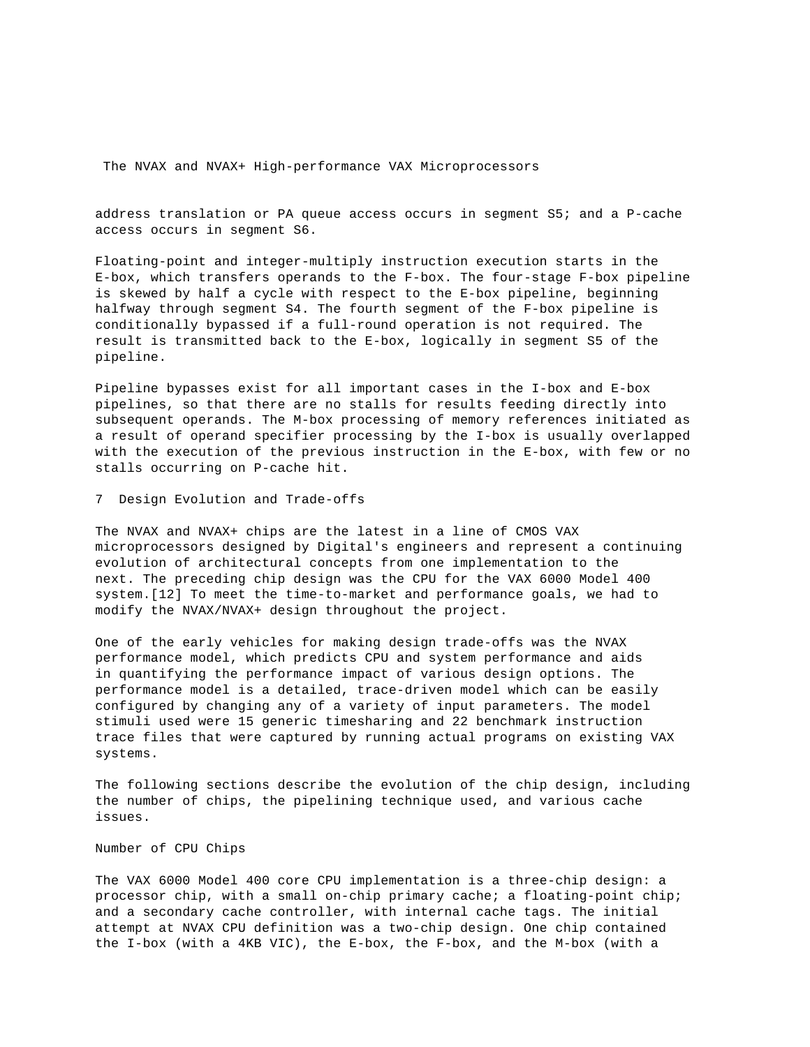address translation or PA queue access occurs in segment S5; and a P-cache access occurs in segment S6.

Floating-point and integer-multiply instruction execution starts in the E-box, which transfers operands to the F-box. The four-stage F-box pipeline is skewed by half a cycle with respect to the E-box pipeline, beginning halfway through segment S4. The fourth segment of the F-box pipeline is conditionally bypassed if a full-round operation is not required. The result is transmitted back to the E-box, logically in segment S5 of the pipeline.

Pipeline bypasses exist for all important cases in the I-box and E-box pipelines, so that there are no stalls for results feeding directly into subsequent operands. The M-box processing of memory references initiated as a result of operand specifier processing by the I-box is usually overlapped with the execution of the previous instruction in the E-box, with few or no stalls occurring on P-cache hit.

## 7 Design Evolution and Trade-offs

The NVAX and NVAX+ chips are the latest in a line of CMOS VAX microprocessors designed by Digital's engineers and represent a continuing evolution of architectural concepts from one implementation to the next. The preceding chip design was the CPU for the VAX 6000 Model 400 system.[12] To meet the time-to-market and performance goals, we had to modify the NVAX/NVAX+ design throughout the project.

One of the early vehicles for making design trade-offs was the NVAX performance model, which predicts CPU and system performance and aids in quantifying the performance impact of various design options. The performance model is a detailed, trace-driven model which can be easily configured by changing any of a variety of input parameters. The model stimuli used were 15 generic timesharing and 22 benchmark instruction trace files that were captured by running actual programs on existing VAX systems.

The following sections describe the evolution of the chip design, including the number of chips, the pipelining technique used, and various cache issues.

### Number of CPU Chips

The VAX 6000 Model 400 core CPU implementation is a three-chip design: a processor chip, with a small on-chip primary cache; a floating-point chip; and a secondary cache controller, with internal cache tags. The initial attempt at NVAX CPU definition was a two-chip design. One chip contained the I-box (with a 4KB VIC), the E-box, the F-box, and the M-box (with a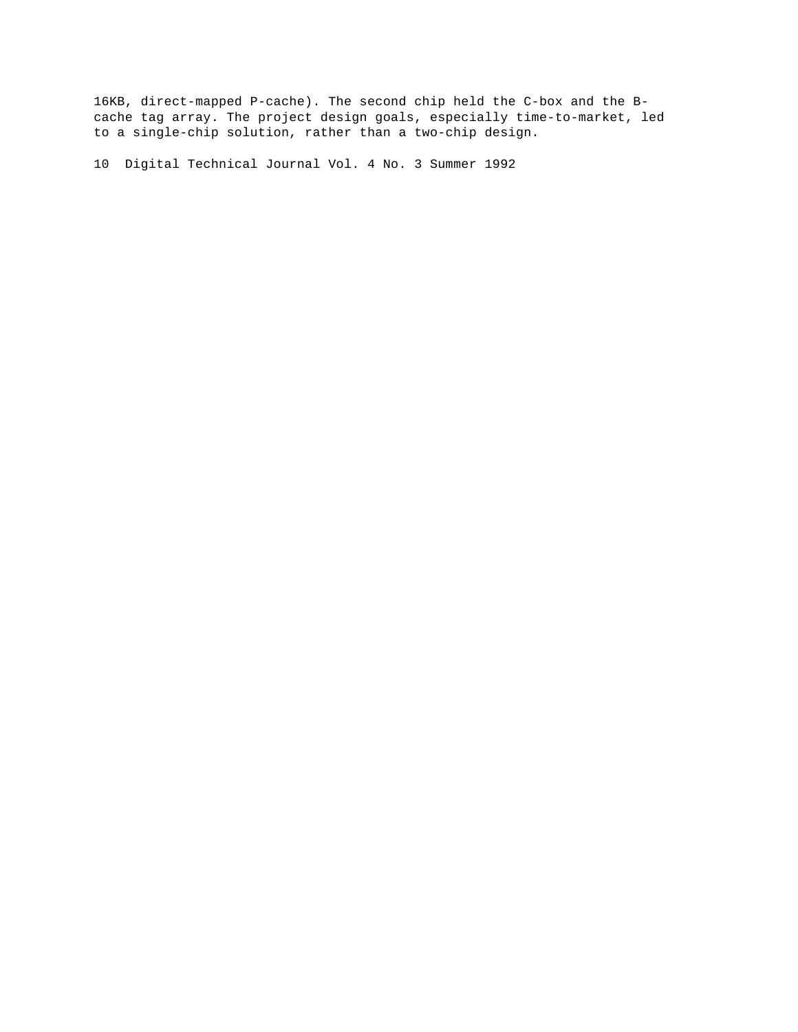16KB, direct-mapped P-cache). The second chip held the C-box and the B-cache tag array. The project design goals, especially time-to-market, led to a single-chip solution, rather than a two-chip design.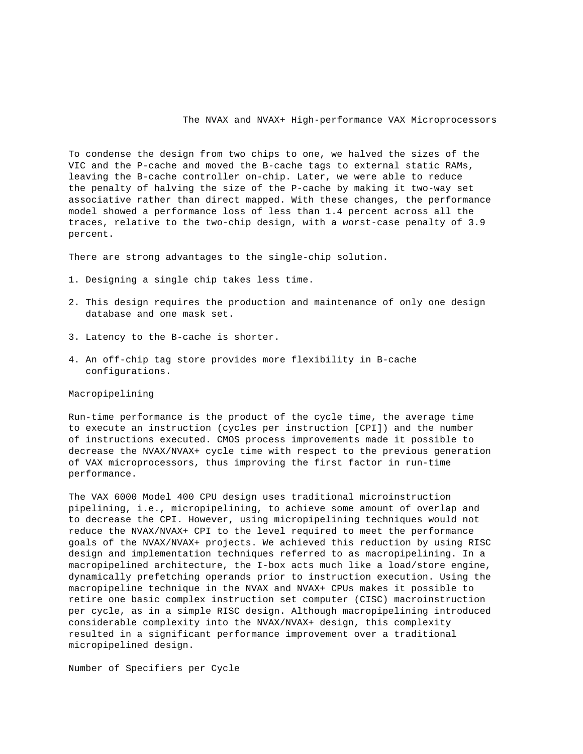To condense the design from two chips to one, we halved the sizes of the VIC and the P-cache and moved the B-cache tags to external static RAMs, leaving the B-cache controller on-chip. Later, we were able to reduce the penalty of halving the size of the P-cache by making it two-way set associative rather than direct mapped. With these changes, the performance model showed a performance loss of less than 1.4 percent across all the traces, relative to the two-chip design, with a worst-case penalty of 3.9 percent.

There are strong advantages to the single-chip solution.

1. Designing a single chip takes less time.

2. This design requires the production and maintenance of only one design database and one mask set.

3. Latency to the B-cache is shorter.

4. An off-chip tag store provides more flexibility in B-cache configurations.

## Macropipelining

Run-time performance is the product of the cycle time, the average time to execute an instruction (cycles per instruction [CPI]) and the number of instructions executed. CMOS process improvements made it possible to decrease the NVAX/NVAX+ cycle time with respect to the previous generation of VAX microprocessors, thus improving the first factor in run-time performance.

The VAX 6000 Model 400 CPU design uses traditional microinstruction pipelining, i.e., micropipelining, to achieve some amount of overlap and to decrease the CPI. However, using micropipelining techniques would not reduce the NVAX/NVAX+ CPI to the level required to meet the performance goals of the NVAX/NVAX+ projects. We achieved this reduction by using RISC design and implementation techniques referred to as macropipelining. In a macropipelined architecture, the I-box acts much like a load/store engine, dynamically prefetching operands prior to instruction execution. Using the macropipeline technique in the NVAX and NVAX+ CPUs makes it possible to retire one basic complex instruction set computer (CISC) macroinstruction per cycle, as in a simple RISC design. Although macropipelining introduced considerable complexity into the NVAX/NVAX+ design, this complexity resulted in a significant performance improvement over a traditional micropipelined design.

## Number of Specifiers per Cycle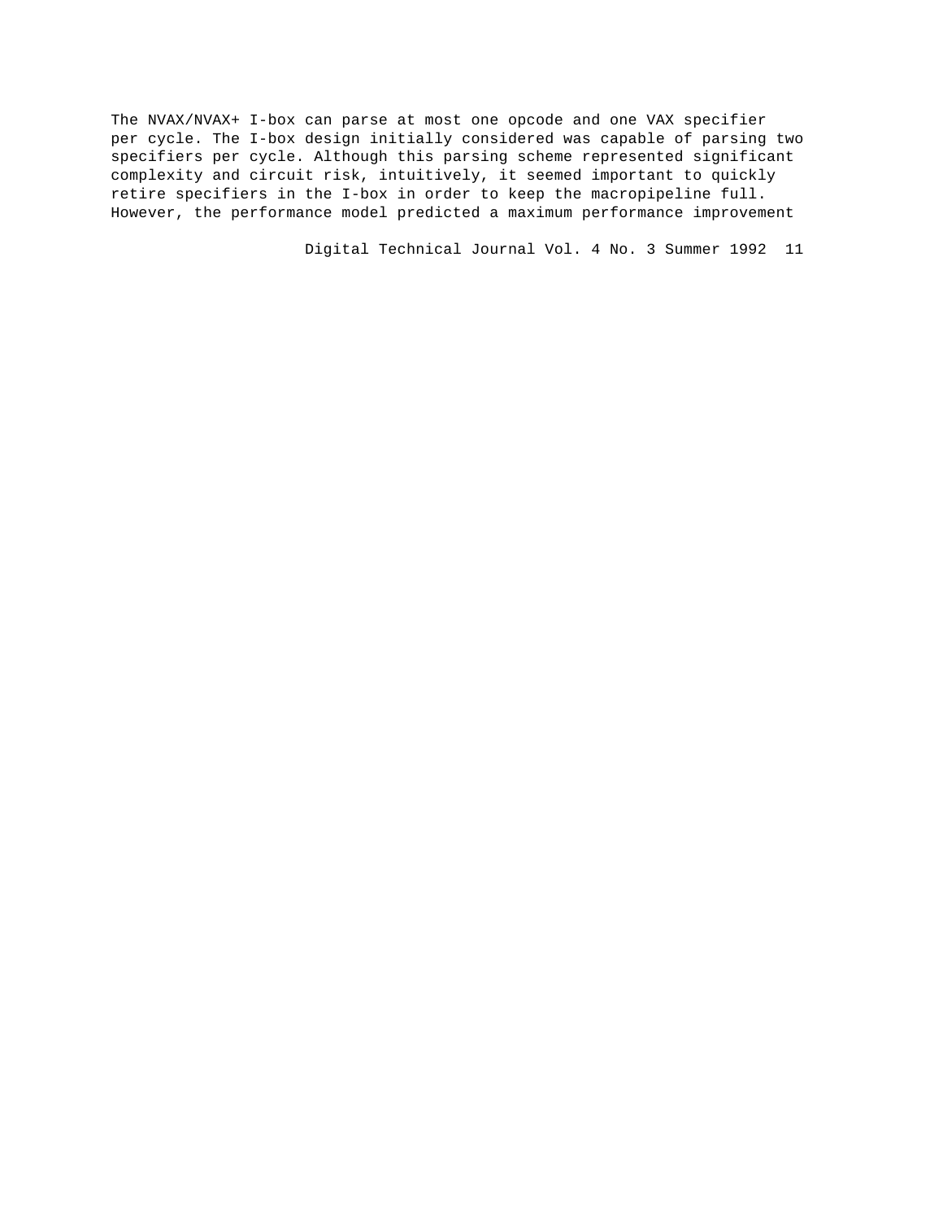The NVAX/NVAX+ I-box can parse at most one opcode and one VAX specifier per cycle. The I-box design initially considered was capable of parsing two specifiers per cycle. Although this parsing scheme represented significant complexity and circuit risk, intuitively, it seemed important to quickly retire specifiers in the I-box in order to keep the macropipeline full. However, the performance model predicted a maximum performance improvement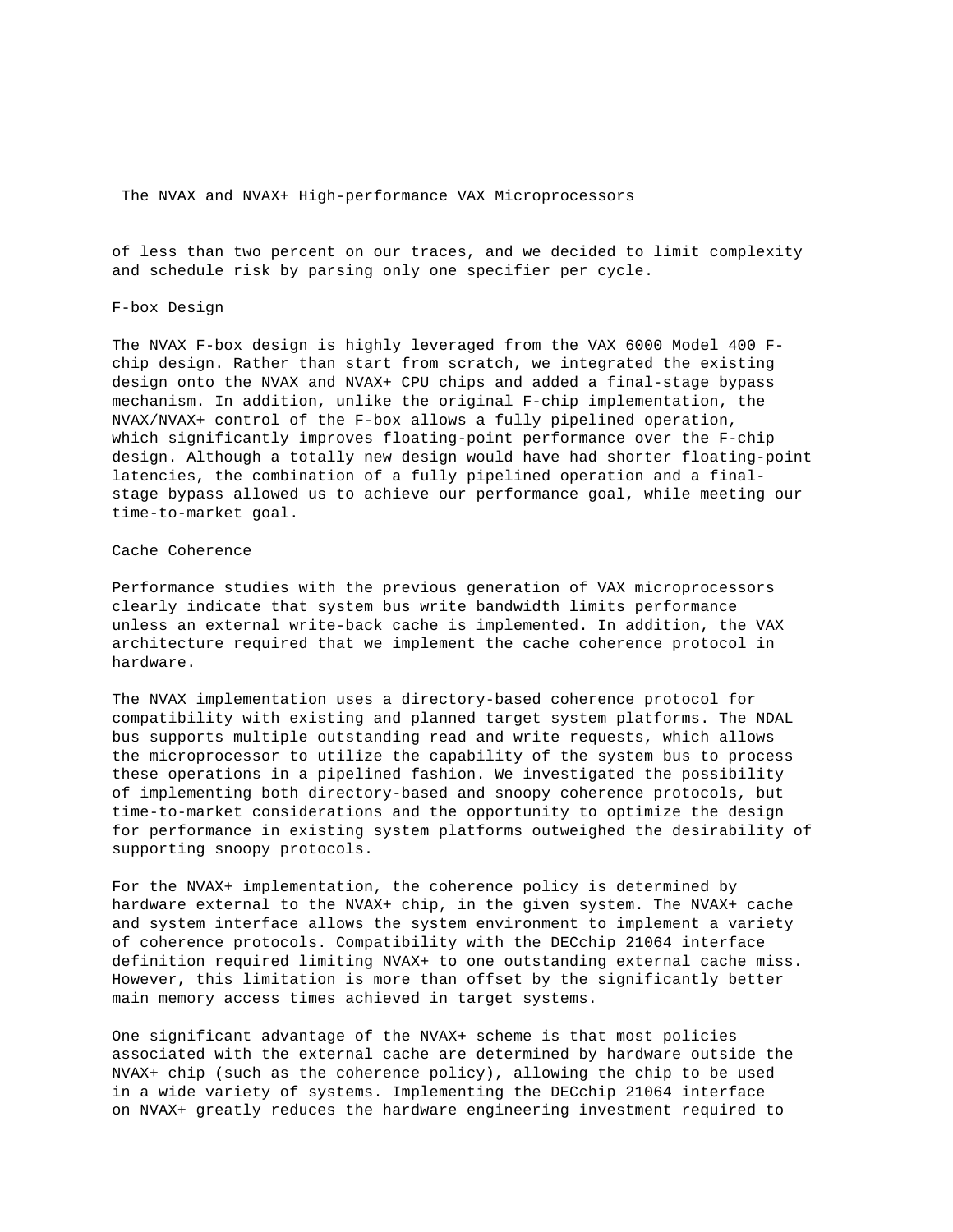of less than two percent on our traces, and we decided to limit complexity and schedule risk by parsing only one specifier per cycle.

### F-box Design

The NVAX F-box design is highly leveraged from the VAX 6000 Model 400 F-chip design. Rather than start from scratch, we integrated the existing design onto the NVAX and NVAX+ CPU chips and added a final-stage bypass mechanism. In addition, unlike the original F-chip implementation, the NVAX/NVAX+ control of the F-box allows a fully pipelined operation, which significantly improves floating-point performance over the F-chip design. Although a totally new design would have had shorter floating-point latencies, the combination of a fully pipelined operation and a final-stage bypass allowed us to achieve our performance goal, while meeting our time-to-market goal.

### Cache Coherence

Performance studies with the previous generation of VAX microprocessors clearly indicate that system bus write bandwidth limits performance unless an external write-back cache is implemented. In addition, the VAX architecture required that we implement the cache coherence protocol in hardware.

The NVAX implementation uses a directory-based coherence protocol for compatibility with existing and planned target system platforms. The NDAL bus supports multiple outstanding read and write requests, which allows the microprocessor to utilize the capability of the system bus to process these operations in a pipelined fashion. We investigated the possibility of implementing both directory-based and snoopy coherence protocols, but time-to-market considerations and the opportunity to optimize the design for performance in existing system platforms outweighed the desirability of supporting snoopy protocols.

For the NVAX+ implementation, the coherence policy is determined by hardware external to the NVAX+ chip, in the given system. The NVAX+ cache and system interface allows the system environment to implement a variety of coherence protocols. Compatibility with the DECchip 21064 interface definition required limiting NVAX+ to one outstanding external cache miss. However, this limitation is more than offset by the significantly better main memory access times achieved in target systems.

One significant advantage of the NVAX+ scheme is that most policies associated with the external cache are determined by hardware outside the NVAX+ chip (such as the coherence policy), allowing the chip to be used in a wide variety of systems. Implementing the DECchip 21064 interface on NVAX+ greatly reduces the hardware engineering investment required to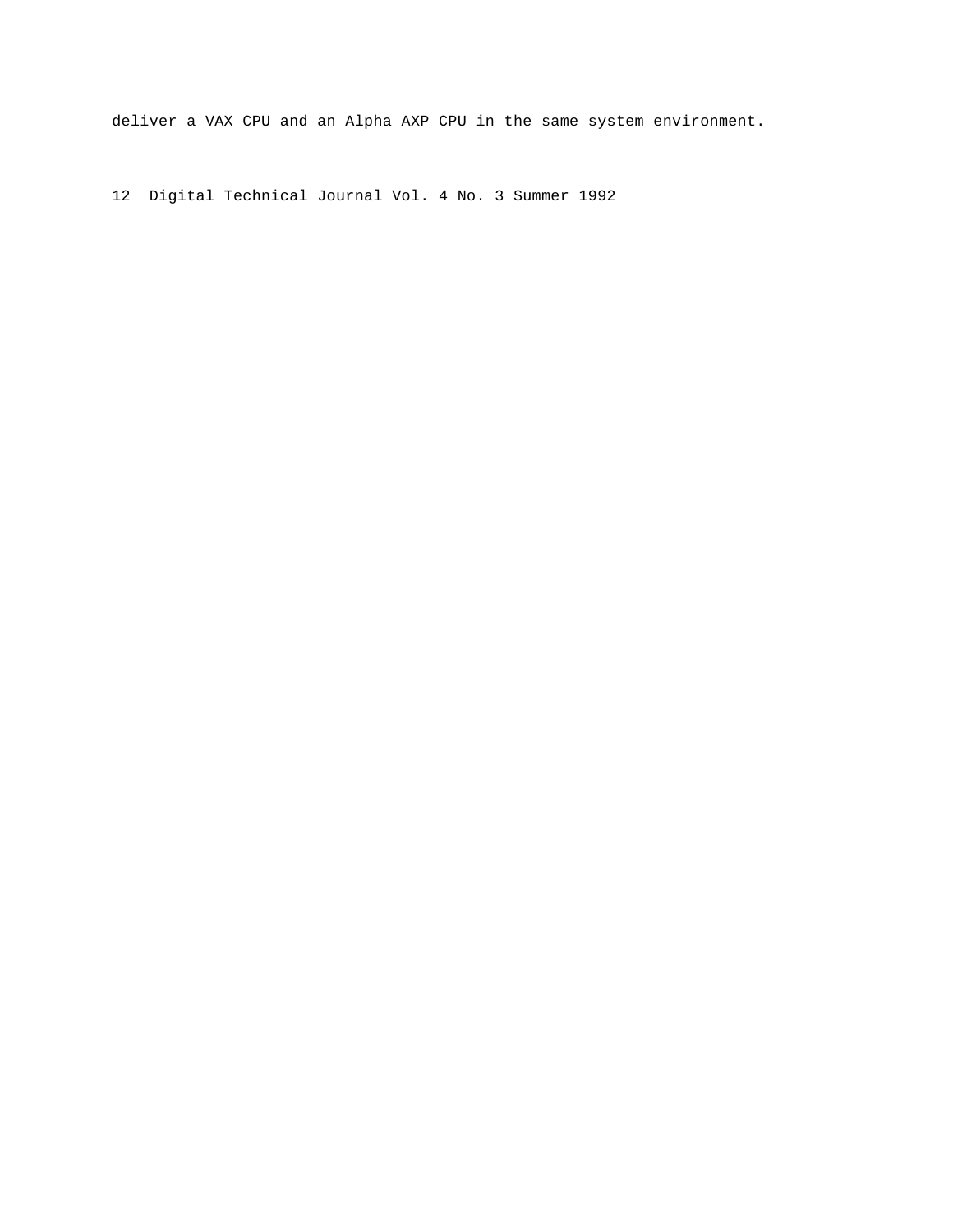deliver a VAX CPU and an Alpha AXP CPU in the same system environment.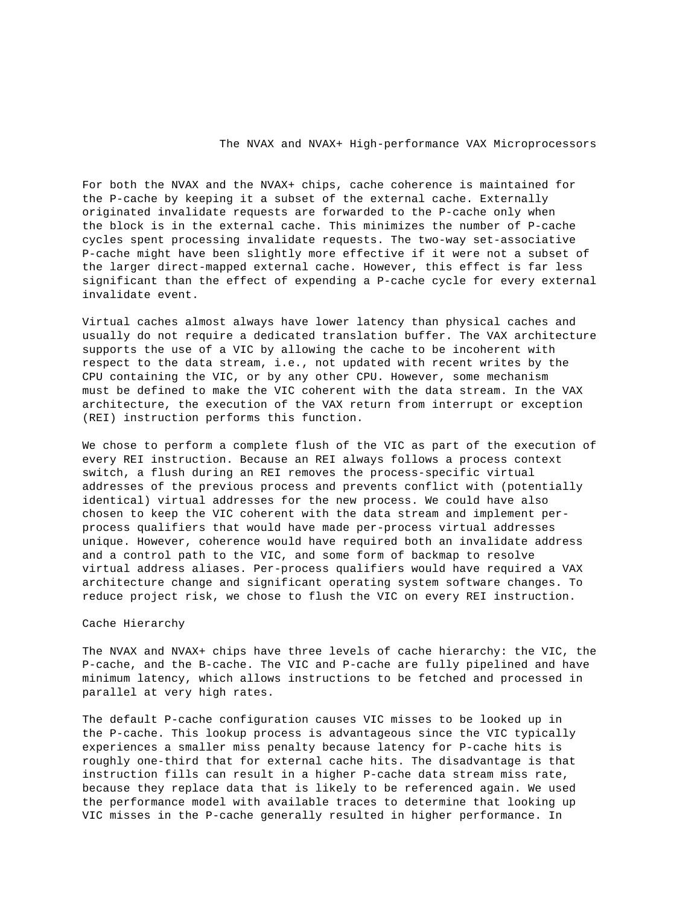For both the NVAX and the NVAX+ chips, cache coherence is maintained for the P-cache by keeping it a subset of the external cache. Externally originated invalidate requests are forwarded to the P-cache only when the block is in the external cache. This minimizes the number of P-cache cycles spent processing invalidate requests. The two-way set-associative P-cache might have been slightly more effective if it were not a subset of the larger direct-mapped external cache. However, this effect is far less significant than the effect of expending a P-cache cycle for every external invalidate event.

Virtual caches almost always have lower latency than physical caches and usually do not require a dedicated translation buffer. The VAX architecture supports the use of a VIC by allowing the cache to be incoherent with respect to the data stream, i.e., not updated with recent writes by the CPU containing the VIC, or by any other CPU. However, some mechanism must be defined to make the VIC coherent with the data stream. In the VAX architecture, the execution of the VAX return from interrupt or exception (REI) instruction performs this function.

We chose to perform a complete flush of the VIC as part of the execution of every REI instruction. Because an REI always follows a process context switch, a flush during an REI removes the process-specific virtual addresses of the previous process and prevents conflict with (potentially identical) virtual addresses for the new process. We could have also chosen to keep the VIC coherent with the data stream and implement per-process qualifiers that would have made per-process virtual addresses unique. However, coherence would have required both an invalidate address and a control path to the VIC, and some form of backmap to resolve virtual address aliases. Per-process qualifiers would have required a VAX architecture change and significant operating system software changes. To reduce project risk, we chose to flush the VIC on every REI instruction.

## Cache Hierarchy

The NVAX and NVAX+ chips have three levels of cache hierarchy: the VIC, the P-cache, and the B-cache. The VIC and P-cache are fully pipelined and have minimum latency, which allows instructions to be fetched and processed in parallel at very high rates.

The default P-cache configuration causes VIC misses to be looked up in the P-cache. This lookup process is advantageous since the VIC typically experiences a smaller miss penalty because latency for P-cache hits is roughly one-third that for external cache hits. The disadvantage is that instruction fills can result in a higher P-cache data stream miss rate, because they replace data that is likely to be referenced again. We used the performance model with available traces to determine that looking up VIC misses in the P-cache generally resulted in higher performance. In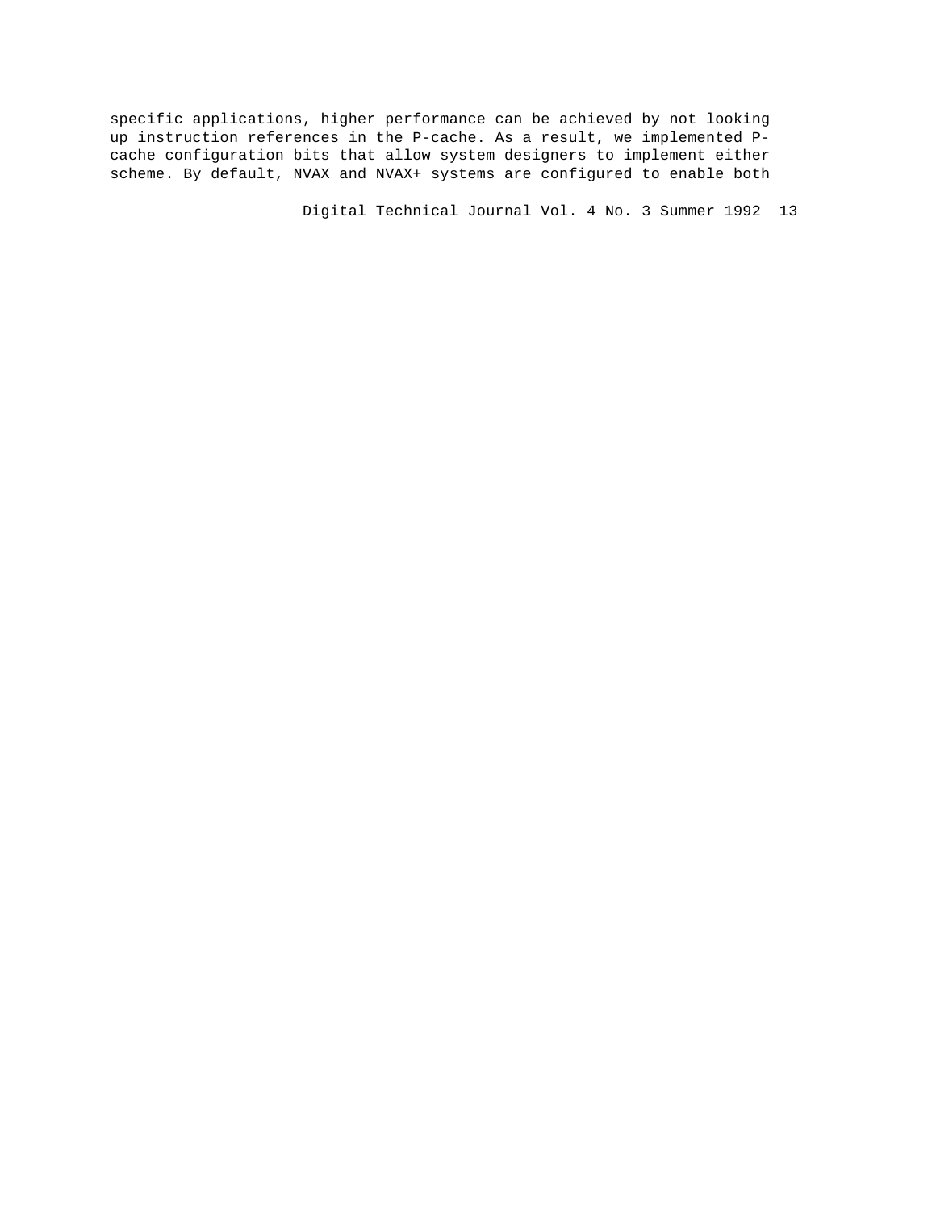specific applications, higher performance can be achieved by not looking up instruction references in the P-cache. As a result, we implemented P-cache configuration bits that allow system designers to implement either scheme. By default, NVAX and NVAX+ systems are configured to enable both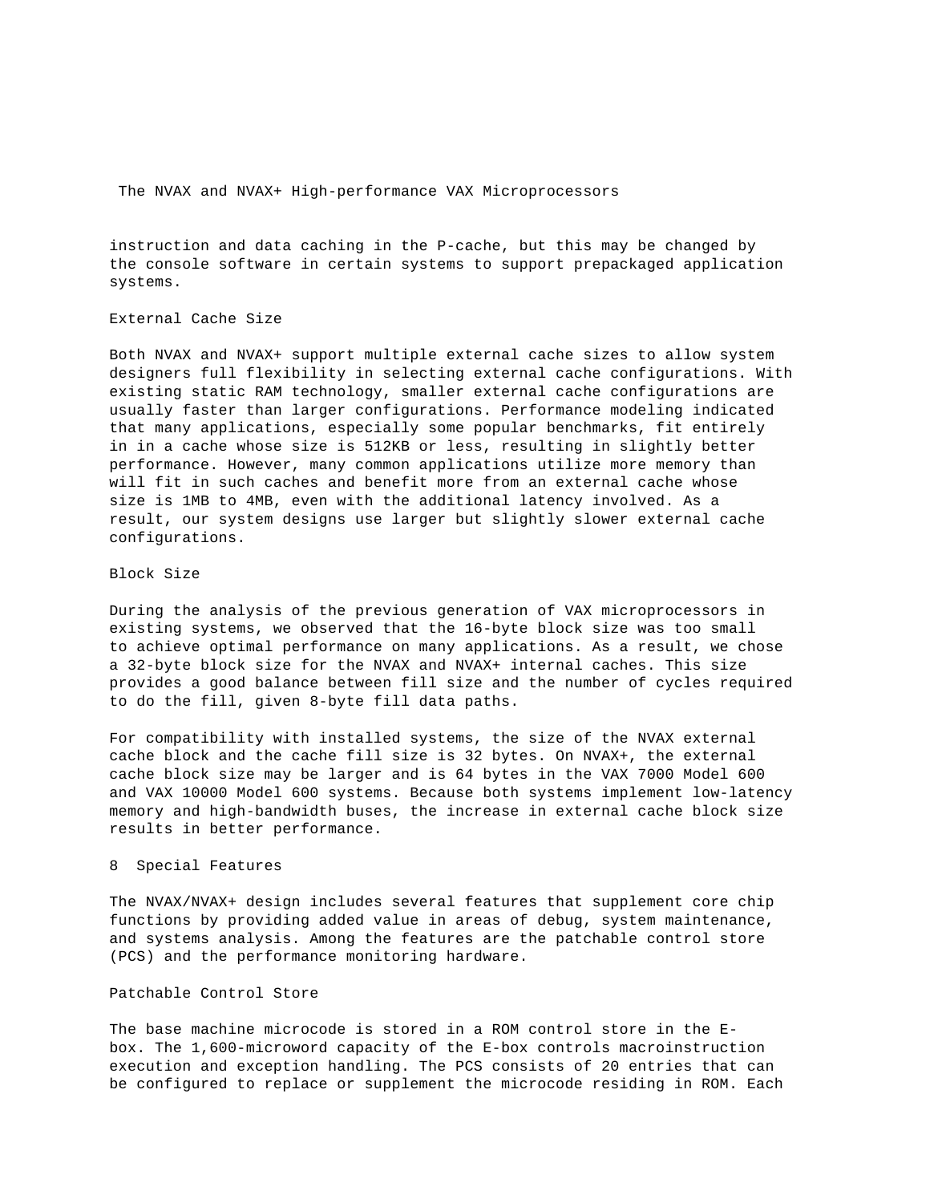instruction and data caching in the P-cache, but this may be changed by the console software in certain systems to support prepackaged application systems.

### External Cache Size

Both NVAX and NVAX+ support multiple external cache sizes to allow system designers full flexibility in selecting external cache configurations. With existing static RAM technology, smaller external cache configurations are usually faster than larger configurations. Performance modeling indicated that many applications, especially some popular benchmarks, fit entirely in in a cache whose size is 512KB or less, resulting in slightly better performance. However, many common applications utilize more memory than will fit in such caches and benefit more from an external cache whose size is 1MB to 4MB, even with the additional latency involved. As a result, our system designs use larger but slightly slower external cache configurations.

### Block Size

During the analysis of the previous generation of VAX microprocessors in existing systems, we observed that the 16-byte block size was too small to achieve optimal performance on many applications. As a result, we chose a 32-byte block size for the NVAX and NVAX+ internal caches. This size provides a good balance between fill size and the number of cycles required to do the fill, given 8-byte fill data paths.

For compatibility with installed systems, the size of the NVAX external cache block and the cache fill size is 32 bytes. On NVAX+, the external cache block size may be larger and is 64 bytes in the VAX 7000 Model 600 and VAX 10000 Model 600 systems. Because both systems implement low-latency memory and high-bandwidth buses, the increase in external cache block size results in better performance.

## 8 Special Features

The NVAX/NVAX+ design includes several features that supplement core chip functions by providing added value in areas of debug, system maintenance, and systems analysis. Among the features are the patchable control store (PCS) and the performance monitoring hardware.

### Patchable Control Store

The base machine microcode is stored in a ROM control store in the E-box. The 1,600-microword capacity of the E-box controls macroinstruction execution and exception handling. The PCS consists of 20 entries that can be configured to replace or supplement the microcode residing in ROM. Each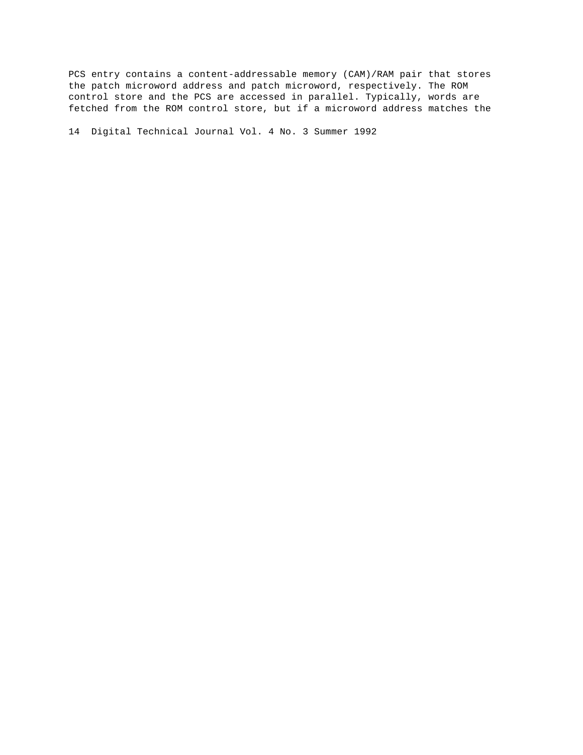PCS entry contains a content-addressable memory (CAM)/RAM pair that stores the patch microword address and patch microword, respectively. The ROM control store and the PCS are accessed in parallel. Typically, words are fetched from the ROM control store, but if a microword address matches the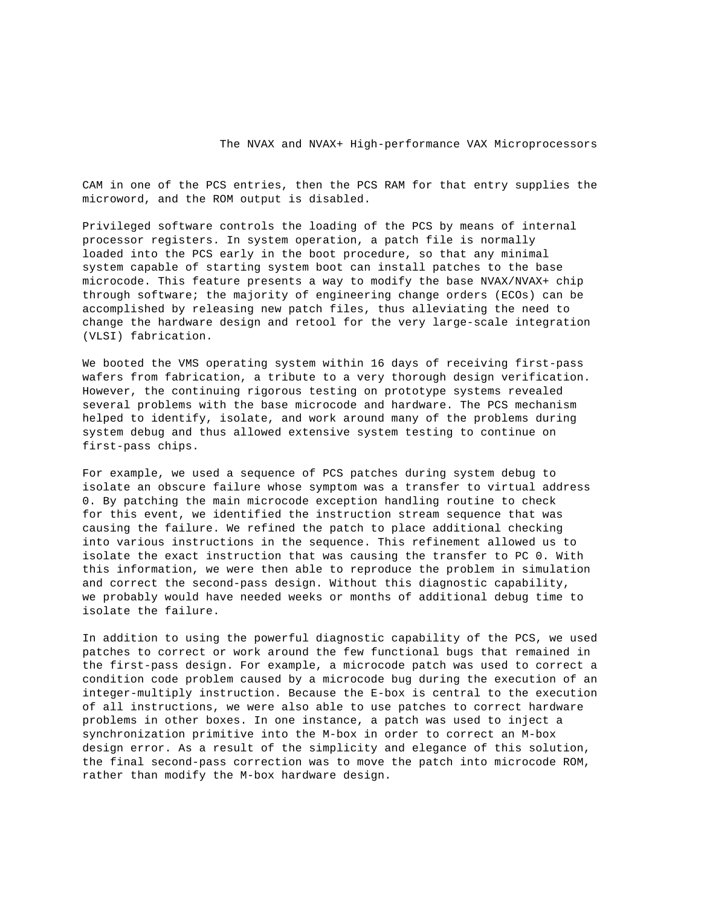CAM in one of the PCS entries, then the PCS RAM for that entry supplies the microword, and the ROM output is disabled.

Privileged software controls the loading of the PCS by means of internal processor registers. In system operation, a patch file is normally loaded into the PCS early in the boot procedure, so that any minimal system capable of starting system boot can install patches to the base microcode. This feature presents a way to modify the base NVAX/NVAX+ chip through software; the majority of engineering change orders (ECOs) can be accomplished by releasing new patch files, thus alleviating the need to change the hardware design and retool for the very large-scale integration (VLSI) fabrication.

We booted the VMS operating system within 16 days of receiving first-pass wafers from fabrication, a tribute to a very thorough design verification. However, the continuing rigorous testing on prototype systems revealed several problems with the base microcode and hardware. The PCS mechanism helped to identify, isolate, and work around many of the problems during system debug and thus allowed extensive system testing to continue on first-pass chips.

For example, we used a sequence of PCS patches during system debug to isolate an obscure failure whose symptom was a transfer to virtual address 0. By patching the main microcode exception handling routine to check for this event, we identified the instruction stream sequence that was causing the failure. We refined the patch to place additional checking into various instructions in the sequence. This refinement allowed us to isolate the exact instruction that was causing the transfer to PC 0. With this information, we were then able to reproduce the problem in simulation and correct the second-pass design. Without this diagnostic capability, we probably would have needed weeks or months of additional debug time to isolate the failure.

In addition to using the powerful diagnostic capability of the PCS, we used patches to correct or work around the few functional bugs that remained in the first-pass design. For example, a microcode patch was used to correct a condition code problem caused by a microcode bug during the execution of an integer-multiply instruction. Because the E-box is central to the execution of all instructions, we were also able to use patches to correct hardware problems in other boxes. In one instance, a patch was used to inject a synchronization primitive into the M-box in order to correct an M-box design error. As a result of the simplicity and elegance of this solution, the final second-pass correction was to move the patch into microcode ROM, rather than modify the M-box hardware design.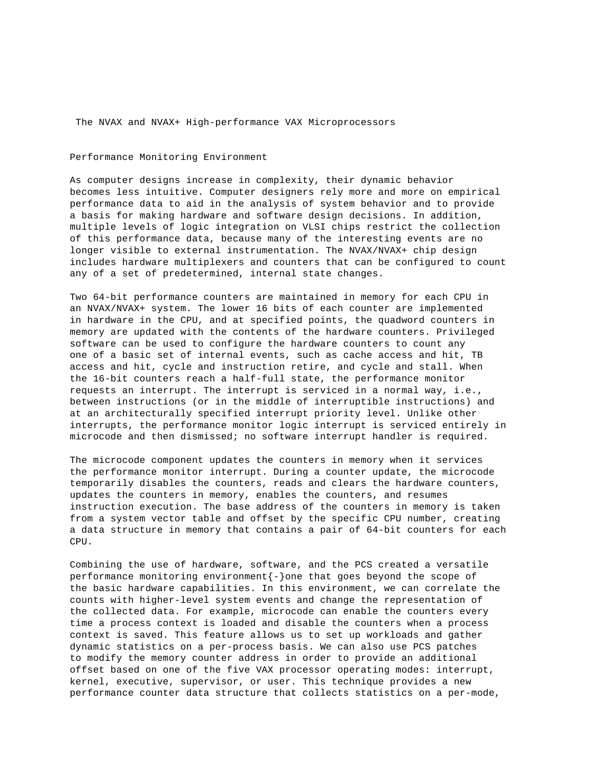The NVAX and NVAX+ High-performance VAX Microprocessors

## Performance Monitoring Environment

As computer designs increase in complexity, their dynamic behavior becomes less intuitive. Computer designers rely more and more on empirical performance data to aid in the analysis of system behavior and to provide a basis for making hardware and software design decisions. In addition, multiple levels of logic integration on VLSI chips restrict the collection of this performance data, because many of the interesting events are no longer visible to external instrumentation. The NVAX/NVAX+ chip design includes hardware multiplexers and counters that can be configured to count any of a set of predetermined, internal state changes.

Two 64-bit performance counters are maintained in memory for each CPU in an NVAX/NVAX+ system. The lower 16 bits of each counter are implemented in hardware in the CPU, and at specified points, the quadword counters in memory are updated with the contents of the hardware counters. Privileged software can be used to configure the hardware counters to count any one of a basic set of internal events, such as cache access and hit, TB access and hit, cycle and instruction retire, and cycle and stall. When the 16-bit counters reach a half-full state, the performance monitor requests an interrupt. The interrupt is serviced in a normal way, i.e., between instructions (or in the middle of interruptible instructions) and at an architecturally specified interrupt priority level. Unlike other interrupts, the performance monitor logic interrupt is serviced entirely in microcode and then dismissed; no software interrupt handler is required.

The microcode component updates the counters in memory when it services the performance monitor interrupt. During a counter update, the microcode temporarily disables the counters, reads and clears the hardware counters, updates the counters in memory, enables the counters, and resumes instruction execution. The base address of the counters in memory is taken from a system vector table and offset by the specific CPU number, creating a data structure in memory that contains a pair of 64-bit counters for each CPU.

Combining the use of hardware, software, and the PCS created a versatile performance monitoring environment{-}one that goes beyond the scope of the basic hardware capabilities. In this environment, we can correlate the counts with higher-level system events and change the representation of the collected data. For example, microcode can enable the counters every time a process context is loaded and disable the counters when a process context is saved. This feature allows us to set up workloads and gather dynamic statistics on a per-process basis. We can also use PCS patches to modify the memory counter address in order to provide an additional offset based on one of the five VAX processor operating modes: interrupt, kernel, executive, supervisor, or user. This technique provides a new performance counter data structure that collects statistics on a per-mode,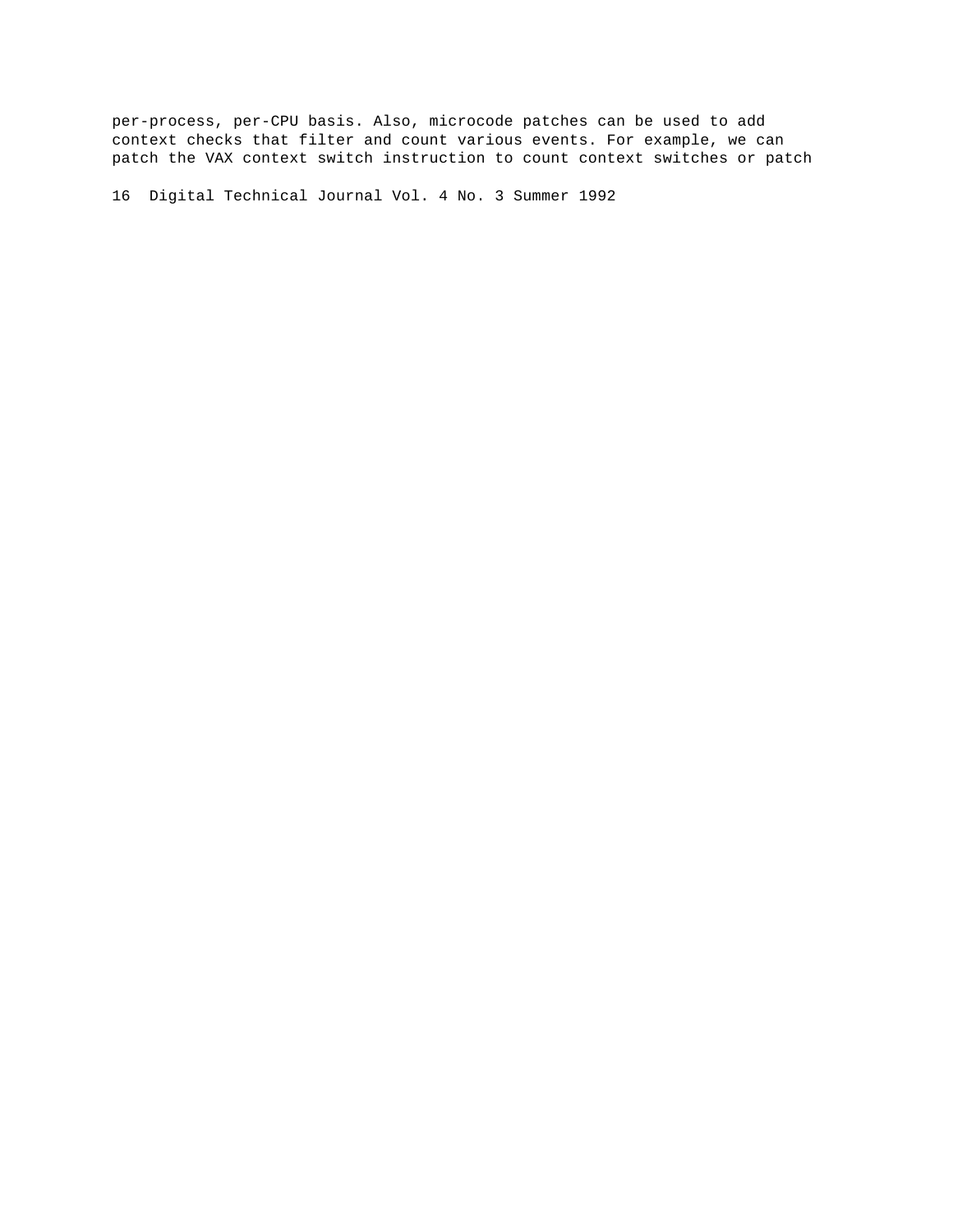per-process, per-CPU basis. Also, microcode patches can be used to add context checks that filter and count various events. For example, we can patch the VAX context switch instruction to count context switches or patch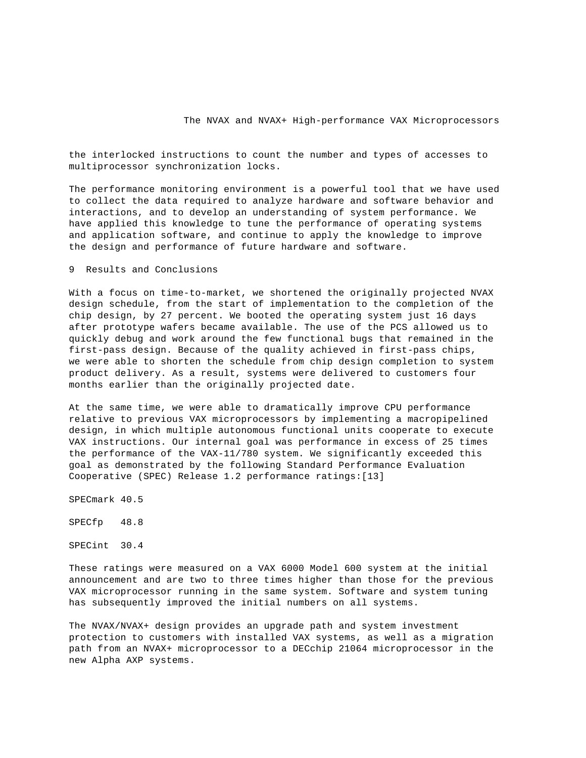the interlocked instructions to count the number and types of accesses to multiprocessor synchronization locks.

The performance monitoring environment is a powerful tool that we have used to collect the data required to analyze hardware and software behavior and interactions, and to develop an understanding of system performance. We have applied this knowledge to tune the performance of operating systems and application software, and continue to apply the knowledge to improve the design and performance of future hardware and software.

## 9 Results and Conclusions

With a focus on time-to-market, we shortened the originally projected NVAX design schedule, from the start of implementation to the completion of the chip design, by 27 percent. We booted the operating system just 16 days after prototype wafers became available. The use of the PCS allowed us to quickly debug and work around the few functional bugs that remained in the first-pass design. Because of the quality achieved in first-pass chips, we were able to shorten the schedule from chip design completion to system product delivery. As a result, systems were delivered to customers four months earlier than the originally projected date.

At the same time, we were able to dramatically improve CPU performance relative to previous VAX microprocessors by implementing a macropipelined design, in which multiple autonomous functional units cooperate to execute VAX instructions. Our internal goal was performance in excess of 25 times the performance of the VAX-11/780 system. We significantly exceeded this goal as demonstrated by the following Standard Performance Evaluation Cooperative (SPEC) Release 1.2 performance ratings:[13]

SPECmark 40.5

SPECfp 48.8

SPECint 30.4

These ratings were measured on a VAX 6000 Model 600 system at the initial announcement and are two to three times higher than those for the previous VAX microprocessor running in the same system. Software and system tuning has subsequently improved the initial numbers on all systems.

The NVAX/NVAX+ design provides an upgrade path and system investment protection to customers with installed VAX systems, as well as a migration path from an NVAX+ microprocessor to a DECchip 21064 microprocessor in the new Alpha AXP systems.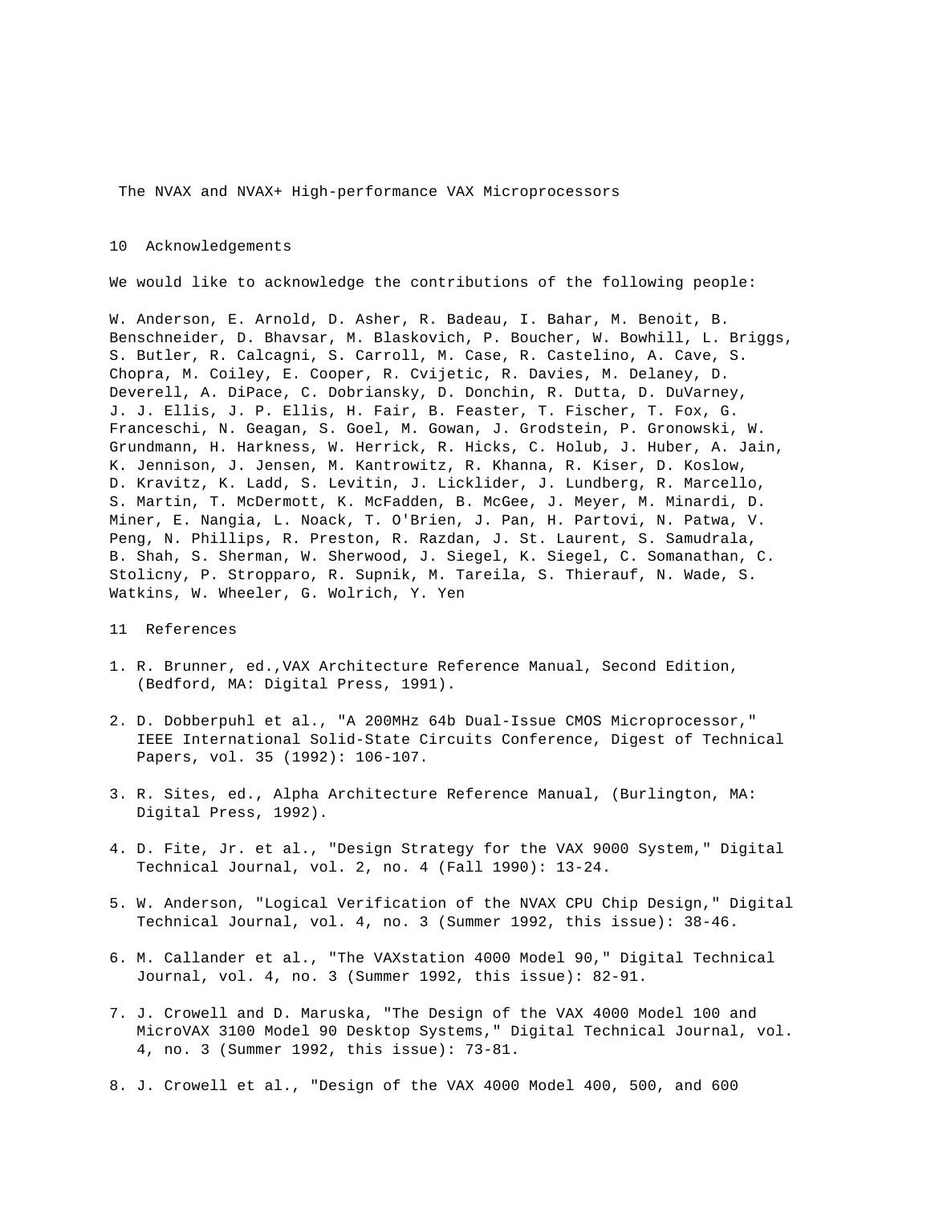# The NVAX and NVAX+ High-performance VAX Microprocessors

## 10 Acknowledgements

We would like to acknowledge the contributions of the following people:

W. Anderson, E. Arnold, D. Asher, R. Badeau, I. Bahar, M. Benoit, B. Benschneider, D. Bhavsar, M. Blaskovich, P. Boucher, W. Bowhill, L. Briggs, S. Butler, R. Calcagni, S. Carroll, M. Case, R. Castelino, A. Cave, S. Chopra, M. Coiley, E. Cooper, R. Cvijetic, R. Davies, M. Delaney, D. Deverell, A. DiPace, C. Dobriansky, D. Donchin, R. Dutta, D. DuVarney, J. J. Ellis, J. P. Ellis, H. Fair, B. Feaster, T. Fischer, T. Fox, G. Franceschi, N. Geagan, S. Goel, M. Gowan, J. Grodstein, P. Gronowski, W. Grundmann, H. Harkness, W. Herrick, R. Hicks, C. Holub, J. Huber, A. Jain, K. Jennison, J. Jensen, M. Kantrowitz, R. Khanna, R. Kiser, D. Koslow, D. Kravitz, K. Ladd, S. Levitin, J. Licklider, J. Lundberg, R. Marcello, S. Martin, T. McDermott, K. McFadden, B. McGee, J. Meyer, M. Minardi, D. Miner, E. Nangia, L. Noack, T. O'Brien, J. Pan, H. Partovi, N. Patwa, V. Peng, N. Phillips, R. Preston, R. Razdan, J. St. Laurent, S. Samudrala, B. Shah, S. Sherman, W. Sherwood, J. Siegel, K. Siegel, C. Somanathan, C. Stolicny, P. Stropparo, R. Supnik, M. Tareila, S. Thierauf, N. Wade, S. Watkins, W. Wheeler, G. Wolrich, Y. Yen

## 11 References

1. R. Brunner, ed.,VAX Architecture Reference Manual, Second Edition, (Bedford, MA: Digital Press, 1991).

2. D. Dobberpuhl et al., "A 200MHz 64b Dual-Issue CMOS Microprocessor," IEEE International Solid-State Circuits Conference, Digest of Technical Papers, vol. 35 (1992): 106-107.

3. R. Sites, ed., Alpha Architecture Reference Manual, (Burlington, MA: Digital Press, 1992).

4. D. Fite, Jr. et al., "Design Strategy for the VAX 9000 System," Digital Technical Journal, vol. 2, no. 4 (Fall 1990): 13-24.

5. W. Anderson, "Logical Verification of the NVAX CPU Chip Design," Digital Technical Journal, vol. 4, no. 3 (Summer 1992, this issue): 38-46.

6. M. Callander et al., "The VAXstation 4000 Model 90," Digital Technical Journal, vol. 4, no. 3 (Summer 1992, this issue): 82-91.

7. J. Crowell and D. Maruska, "The Design of the VAX 4000 Model 100 and MicroVAX 3100 Model 90 Desktop Systems," Digital Technical Journal, vol. 4, no. 3 (Summer 1992, this issue): 73-81.

8. J. Crowell et al., "Design of the VAX 4000 Model 400, 500, and 600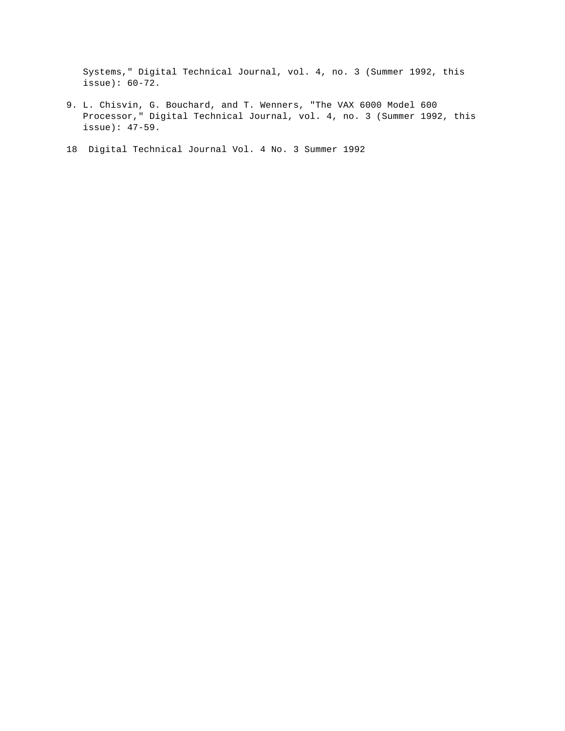Systems," Digital Technical Journal, vol. 4, no. 3 (Summer 1992, this issue): 60-72.

9. L. Chisvin, G. Bouchard, and T. Wenners, "The VAX 6000 Model 600 Processor," Digital Technical Journal, vol. 4, no. 3 (Summer 1992, this issue): 47-59.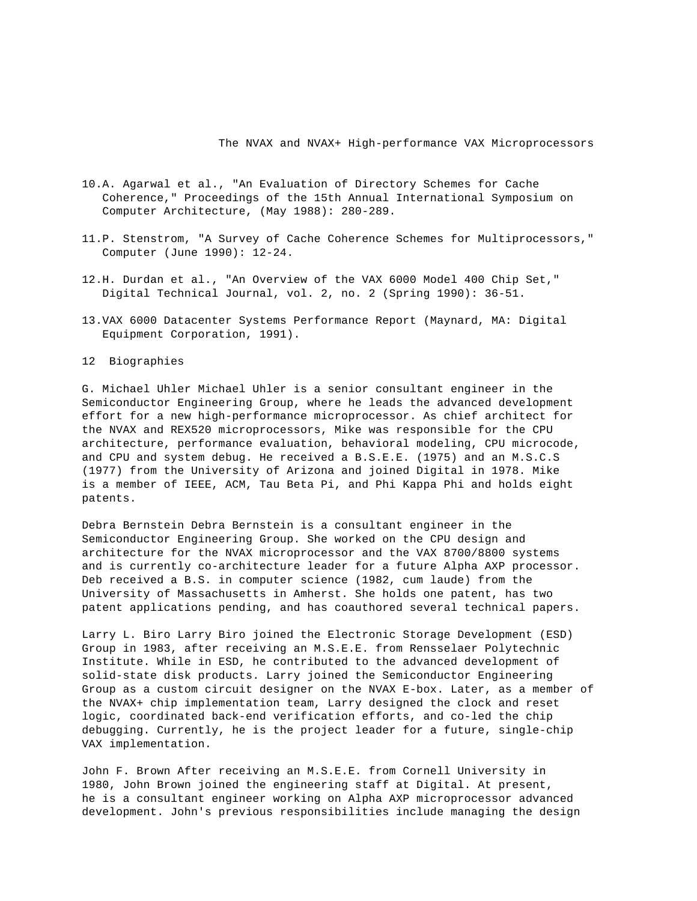10. A. Agarwal et al., "An Evaluation of Directory Schemes for Cache Coherence," Proceedings of the 15th Annual International Symposium on Computer Architecture, (May 1988): 280-289.

11. P. Stenstrom, "A Survey of Cache Coherence Schemes for Multiprocessors," Computer (June 1990): 12-24.

12. H. Durdan et al., "An Overview of the VAX 6000 Model 400 Chip Set," Digital Technical Journal, vol. 2, no. 2 (Spring 1990): 36-51.

13. VAX 6000 Datacenter Systems Performance Report (Maynard, MA: Digital Equipment Corporation, 1991).

## 12 Biographies

G. Michael Uhler Michael Uhler is a senior consultant engineer in the Semiconductor Engineering Group, where he leads the advanced development effort for a new high-performance microprocessor. As chief architect for the NVAX and REX520 microprocessors, Mike was responsible for the CPU architecture, performance evaluation, behavioral modeling, CPU microcode, and CPU and system debug. He received a B.S.E.E. (1975) and an M.S.C.S (1977) from the University of Arizona and joined Digital in 1978. Mike is a member of IEEE, ACM, Tau Beta Pi, and Phi Kappa Phi and holds eight patents.

Debra Bernstein Debra Bernstein is a consultant engineer in the Semiconductor Engineering Group. She worked on the CPU design and architecture for the NVAX microprocessor and the VAX 8700/8800 systems and is currently co-architecture leader for a future Alpha AXP processor. Deb received a B.S. in computer science (1982, cum laude) from the University of Massachusetts in Amherst. She holds one patent, has two patent applications pending, and has coauthored several technical papers.

Larry L. Biro Larry Biro joined the Electronic Storage Development (ESD) Group in 1983, after receiving an M.S.E.E. from Rensselaer Polytechnic Institute. While in ESD, he contributed to the advanced development of solid-state disk products. Larry joined the Semiconductor Engineering Group as a custom circuit designer on the NVAX E-box. Later, as a member of the NVAX+ chip implementation team, Larry designed the clock and reset logic, coordinated back-end verification efforts, and co-led the chip debugging. Currently, he is the project leader for a future, single-chip VAX implementation.

John F. Brown After receiving an M.S.E.E. from Cornell University in 1980, John Brown joined the engineering staff at Digital. At present, he is a consultant engineer working on Alpha AXP microprocessor advanced development. John's previous responsibilities include managing the design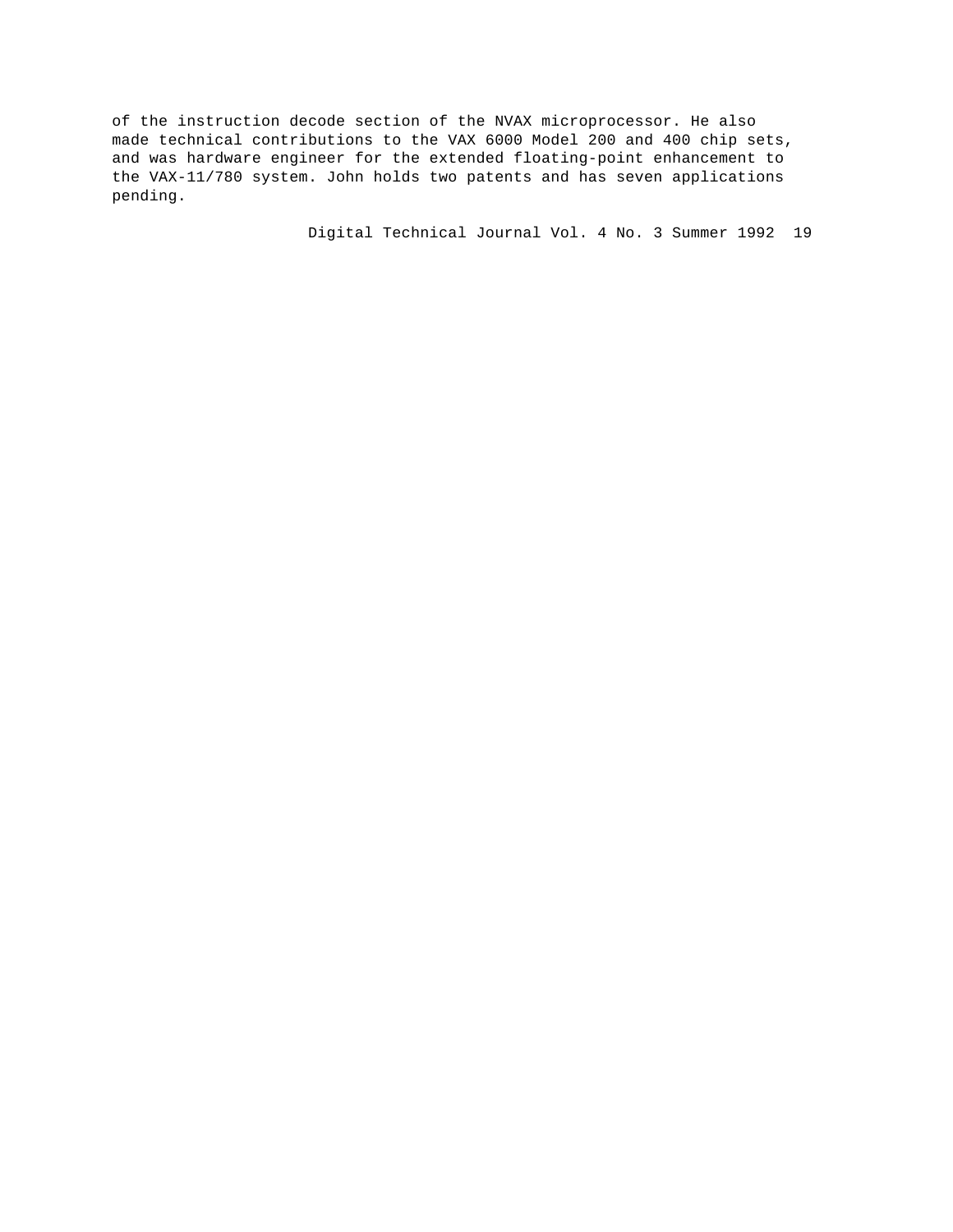of the instruction decode section of the NVAX microprocessor. He also made technical contributions to the VAX 6000 Model 200 and 400 chip sets, and was hardware engineer for the extended floating-point enhancement to the VAX-11/780 system. John holds two patents and has seven applications pending.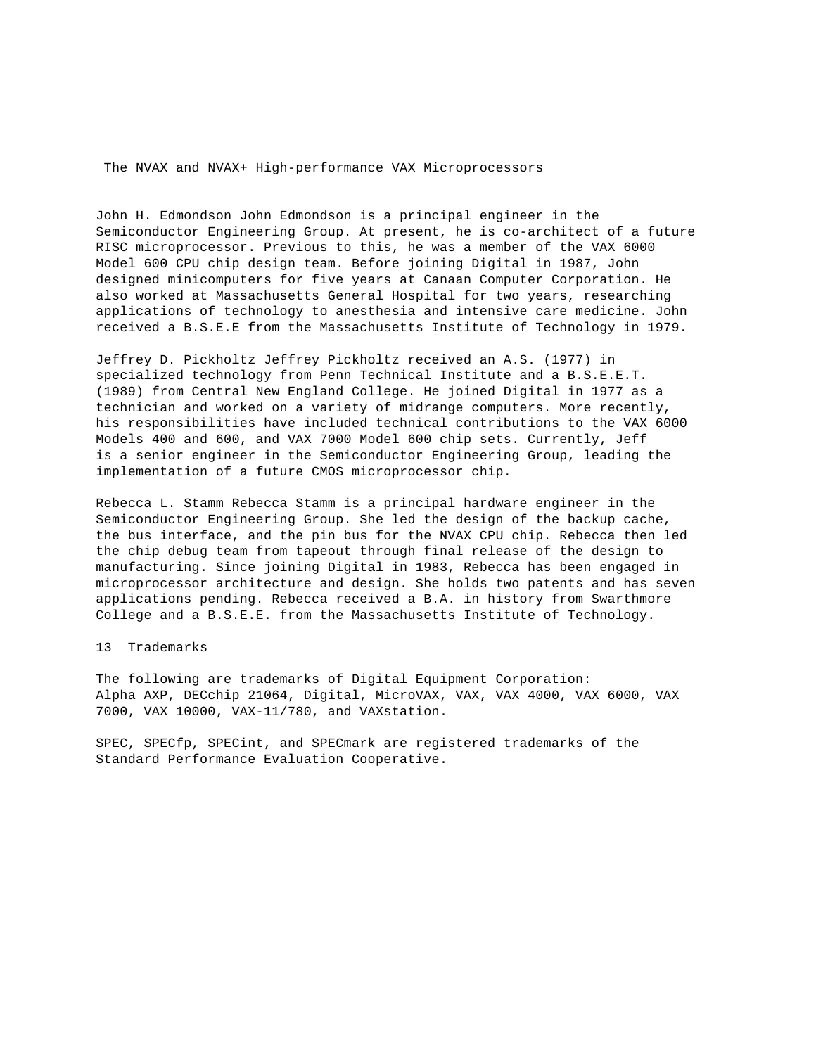The NVAX and NVAX+ High-performance VAX Microprocessors

John H. Edmondson John Edmondson is a principal engineer in the Semiconductor Engineering Group. At present, he is co-architect of a future RISC microprocessor. Previous to this, he was a member of the VAX 6000 Model 600 CPU chip design team. Before joining Digital in 1987, John designed minicomputers for five years at Canaan Computer Corporation. He also worked at Massachusetts General Hospital for two years, researching applications of technology to anesthesia and intensive care medicine. John received a B.S.E.E from the Massachusetts Institute of Technology in 1979.

Jeffrey D. Pickholtz Jeffrey Pickholtz received an A.S. (1977) in specialized technology from Penn Technical Institute and a B.S.E.E.T. (1989) from Central New England College. He joined Digital in 1977 as a technician and worked on a variety of midrange computers. More recently, his responsibilities have included technical contributions to the VAX 6000 Models 400 and 600, and VAX 7000 Model 600 chip sets. Currently, Jeff is a senior engineer in the Semiconductor Engineering Group, leading the implementation of a future CMOS microprocessor chip.

Rebecca L. Stamm Rebecca Stamm is a principal hardware engineer in the Semiconductor Engineering Group. She led the design of the backup cache, the bus interface, and the pin bus for the NVAX CPU chip. Rebecca then led the chip debug team from tapeout through final release of the design to manufacturing. Since joining Digital in 1983, Rebecca has been engaged in microprocessor architecture and design. She holds two patents and has seven applications pending. Rebecca received a B.A. in history from Swarthmore College and a B.S.E.E. from the Massachusetts Institute of Technology.

## 13 Trademarks

The following are trademarks of Digital Equipment Corporation: Alpha AXP, DECchip 21064, Digital, MicroVAX, VAX, VAX 4000, VAX 6000, VAX 7000, VAX 10000, VAX-11/780, and VAXstation.

SPEC, SPECfp, SPECint, and SPECmark are registered trademarks of the Standard Performance Evaluation Cooperative.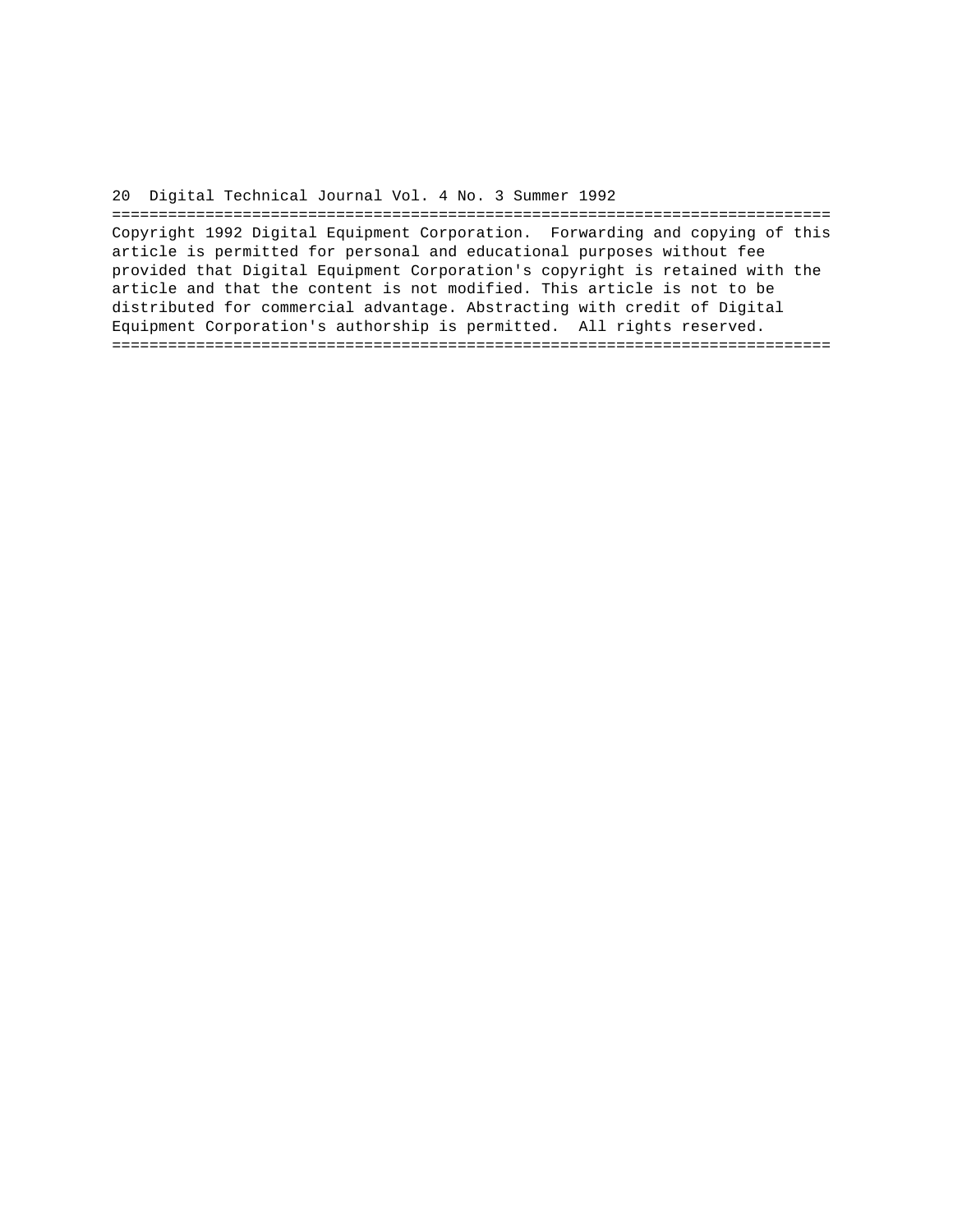Copyright 1992 Digital Equipment Corporation. Forwarding and copying of this article is permitted for personal and educational purposes without fee provided that Digital Equipment Corporation's copyright is retained with the article and that the content is not modified. This article is not to be distributed for commercial advantage. Abstracting with credit of Digital Equipment Corporation's authorship is permitted. All rights reserved.